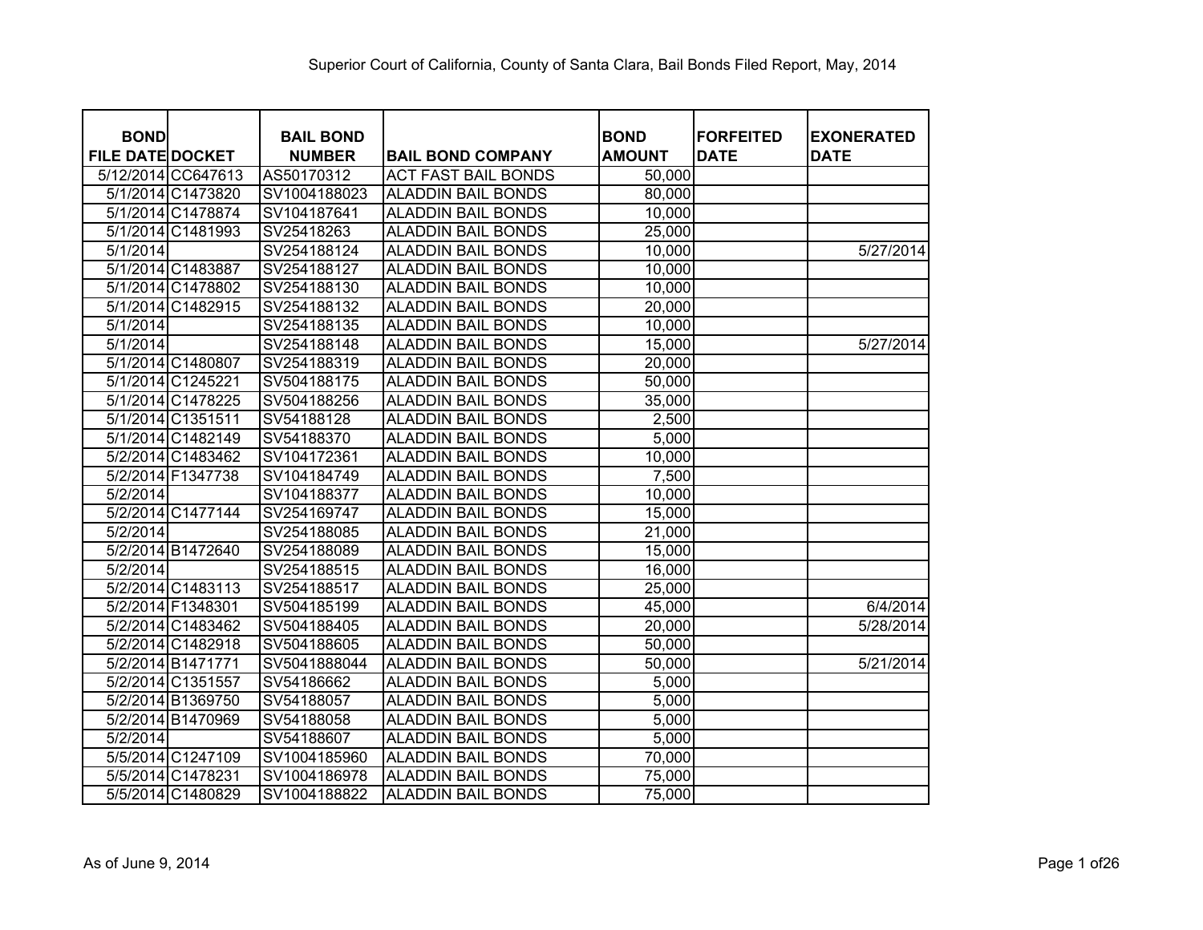# Superior Court of California, County of Santa Clara, Bail Bonds Filed Report, May, 2014

| BOND FILE DATE | DOCKET | BAIL BOND NUMBER | BAIL BOND COMPANY | BOND AMOUNT | FORFEITED DATE | EXONERATED DATE |
|---|---|---|---|---|---|---|
| 5/12/2014 | CC647613 | AS50170312 | ACT FAST BAIL BONDS | 50,000 | | |
| 5/1/2014 | C1473820 | SV1004188023 | ALADDIN BAIL BONDS | 80,000 | | |
| 5/1/2014 | C1478874 | SV104187641 | ALADDIN BAIL BONDS | 10,000 | | |
| 5/1/2014 | C1481993 | SV25418263 | ALADDIN BAIL BONDS | 25,000 | | |
| 5/1/2014 | | SV254188124 | ALADDIN BAIL BONDS | 10,000 | | 5/27/2014 |
| 5/1/2014 | C1483887 | SV254188127 | ALADDIN BAIL BONDS | 10,000 | | |
| 5/1/2014 | C1478802 | SV254188130 | ALADDIN BAIL BONDS | 10,000 | | |
| 5/1/2014 | C1482915 | SV254188132 | ALADDIN BAIL BONDS | 20,000 | | |
| 5/1/2014 | | SV254188135 | ALADDIN BAIL BONDS | 10,000 | | |
| 5/1/2014 | | SV254188148 | ALADDIN BAIL BONDS | 15,000 | | 5/27/2014 |
| 5/1/2014 | C1480807 | SV254188319 | ALADDIN BAIL BONDS | 20,000 | | |
| 5/1/2014 | C1245221 | SV504188175 | ALADDIN BAIL BONDS | 50,000 | | |
| 5/1/2014 | C1478225 | SV504188256 | ALADDIN BAIL BONDS | 35,000 | | |
| 5/1/2014 | C1351511 | SV54188128 | ALADDIN BAIL BONDS | 2,500 | | |
| 5/1/2014 | C1482149 | SV54188370 | ALADDIN BAIL BONDS | 5,000 | | |
| 5/2/2014 | C1483462 | SV104172361 | ALADDIN BAIL BONDS | 10,000 | | |
| 5/2/2014 | F1347738 | SV104184749 | ALADDIN BAIL BONDS | 7,500 | | |
| 5/2/2014 | | SV104188377 | ALADDIN BAIL BONDS | 10,000 | | |
| 5/2/2014 | C1477144 | SV254169747 | ALADDIN BAIL BONDS | 15,000 | | |
| 5/2/2014 | | SV254188085 | ALADDIN BAIL BONDS | 21,000 | | |
| 5/2/2014 | B1472640 | SV254188089 | ALADDIN BAIL BONDS | 15,000 | | |
| 5/2/2014 | | SV254188515 | ALADDIN BAIL BONDS | 16,000 | | |
| 5/2/2014 | C1483113 | SV254188517 | ALADDIN BAIL BONDS | 25,000 | | |
| 5/2/2014 | F1348301 | SV504185199 | ALADDIN BAIL BONDS | 45,000 | | 6/4/2014 |
| 5/2/2014 | C1483462 | SV504188405 | ALADDIN BAIL BONDS | 20,000 | | 5/28/2014 |
| 5/2/2014 | C1482918 | SV504188605 | ALADDIN BAIL BONDS | 50,000 | | |
| 5/2/2014 | B1471771 | SV5041888044 | ALADDIN BAIL BONDS | 50,000 | | 5/21/2014 |
| 5/2/2014 | C1351557 | SV54186662 | ALADDIN BAIL BONDS | 5,000 | | |
| 5/2/2014 | B1369750 | SV54188057 | ALADDIN BAIL BONDS | 5,000 | | |
| 5/2/2014 | B1470969 | SV54188058 | ALADDIN BAIL BONDS | 5,000 | | |
| 5/2/2014 | | SV54188607 | ALADDIN BAIL BONDS | 5,000 | | |
| 5/5/2014 | C1247109 | SV1004185960 | ALADDIN BAIL BONDS | 70,000 | | |
| 5/5/2014 | C1478231 | SV1004186978 | ALADDIN BAIL BONDS | 75,000 | | |
| 5/5/2014 | C1480829 | SV1004188822 | ALADDIN BAIL BONDS | 75,000 | | |

As of June 9, 2014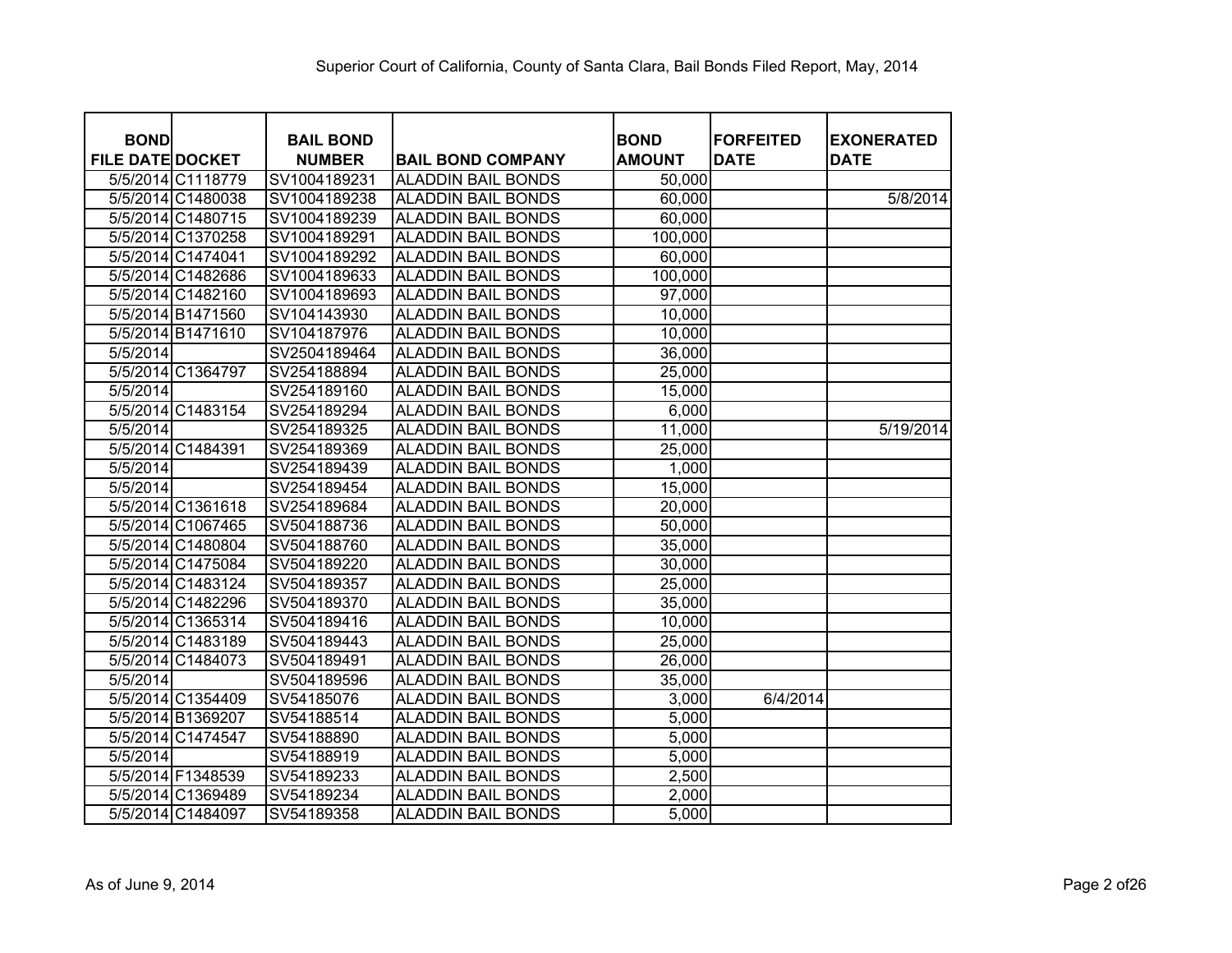Superior Court of California, County of Santa Clara, Bail Bonds Filed Report, May, 2014

| BOND FILE DATE | DOCKET | BAIL BOND NUMBER | BAIL BOND COMPANY | BOND AMOUNT | FORFEITED DATE | EXONERATED DATE |
|---|---|---|---|---|---|---|
| 5/5/2014 | C1118779 | SV1004189231 | ALADDIN BAIL BONDS | 50,000 | | |
| 5/5/2014 | C1480038 | SV1004189238 | ALADDIN BAIL BONDS | 60,000 | | 5/8/2014 |
| 5/5/2014 | C1480715 | SV1004189239 | ALADDIN BAIL BONDS | 60,000 | | |
| 5/5/2014 | C1370258 | SV1004189291 | ALADDIN BAIL BONDS | 100,000 | | |
| 5/5/2014 | C1474041 | SV1004189292 | ALADDIN BAIL BONDS | 60,000 | | |
| 5/5/2014 | C1482686 | SV1004189633 | ALADDIN BAIL BONDS | 100,000 | | |
| 5/5/2014 | C1482160 | SV1004189693 | ALADDIN BAIL BONDS | 97,000 | | |
| 5/5/2014 | B1471560 | SV104143930 | ALADDIN BAIL BONDS | 10,000 | | |
| 5/5/2014 | B1471610 | SV104187976 | ALADDIN BAIL BONDS | 10,000 | | |
| 5/5/2014 | | SV2504189464 | ALADDIN BAIL BONDS | 36,000 | | |
| 5/5/2014 | C1364797 | SV254188894 | ALADDIN BAIL BONDS | 25,000 | | |
| 5/5/2014 | | SV254189160 | ALADDIN BAIL BONDS | 15,000 | | |
| 5/5/2014 | C1483154 | SV254189294 | ALADDIN BAIL BONDS | 6,000 | | |
| 5/5/2014 | | SV254189325 | ALADDIN BAIL BONDS | 11,000 | | 5/19/2014 |
| 5/5/2014 | C1484391 | SV254189369 | ALADDIN BAIL BONDS | 25,000 | | |
| 5/5/2014 | | SV254189439 | ALADDIN BAIL BONDS | 1,000 | | |
| 5/5/2014 | | SV254189454 | ALADDIN BAIL BONDS | 15,000 | | |
| 5/5/2014 | C1361618 | SV254189684 | ALADDIN BAIL BONDS | 20,000 | | |
| 5/5/2014 | C1067465 | SV504188736 | ALADDIN BAIL BONDS | 50,000 | | |
| 5/5/2014 | C1480804 | SV504188760 | ALADDIN BAIL BONDS | 35,000 | | |
| 5/5/2014 | C1475084 | SV504189220 | ALADDIN BAIL BONDS | 30,000 | | |
| 5/5/2014 | C1483124 | SV504189357 | ALADDIN BAIL BONDS | 25,000 | | |
| 5/5/2014 | C1482296 | SV504189370 | ALADDIN BAIL BONDS | 35,000 | | |
| 5/5/2014 | C1365314 | SV504189416 | ALADDIN BAIL BONDS | 10,000 | | |
| 5/5/2014 | C1483189 | SV504189443 | ALADDIN BAIL BONDS | 25,000 | | |
| 5/5/2014 | C1484073 | SV504189491 | ALADDIN BAIL BONDS | 26,000 | | |
| 5/5/2014 | | SV504189596 | ALADDIN BAIL BONDS | 35,000 | | |
| 5/5/2014 | C1354409 | SV54185076 | ALADDIN BAIL BONDS | 3,000 | 6/4/2014 | |
| 5/5/2014 | B1369207 | SV54188514 | ALADDIN BAIL BONDS | 5,000 | | |
| 5/5/2014 | C1474547 | SV54188890 | ALADDIN BAIL BONDS | 5,000 | | |
| 5/5/2014 | | SV54188919 | ALADDIN BAIL BONDS | 5,000 | | |
| 5/5/2014 | F1348539 | SV54189233 | ALADDIN BAIL BONDS | 2,500 | | |
| 5/5/2014 | C1369489 | SV54189234 | ALADDIN BAIL BONDS | 2,000 | | |
| 5/5/2014 | C1484097 | SV54189358 | ALADDIN BAIL BONDS | 5,000 | | |

As of June 9, 2014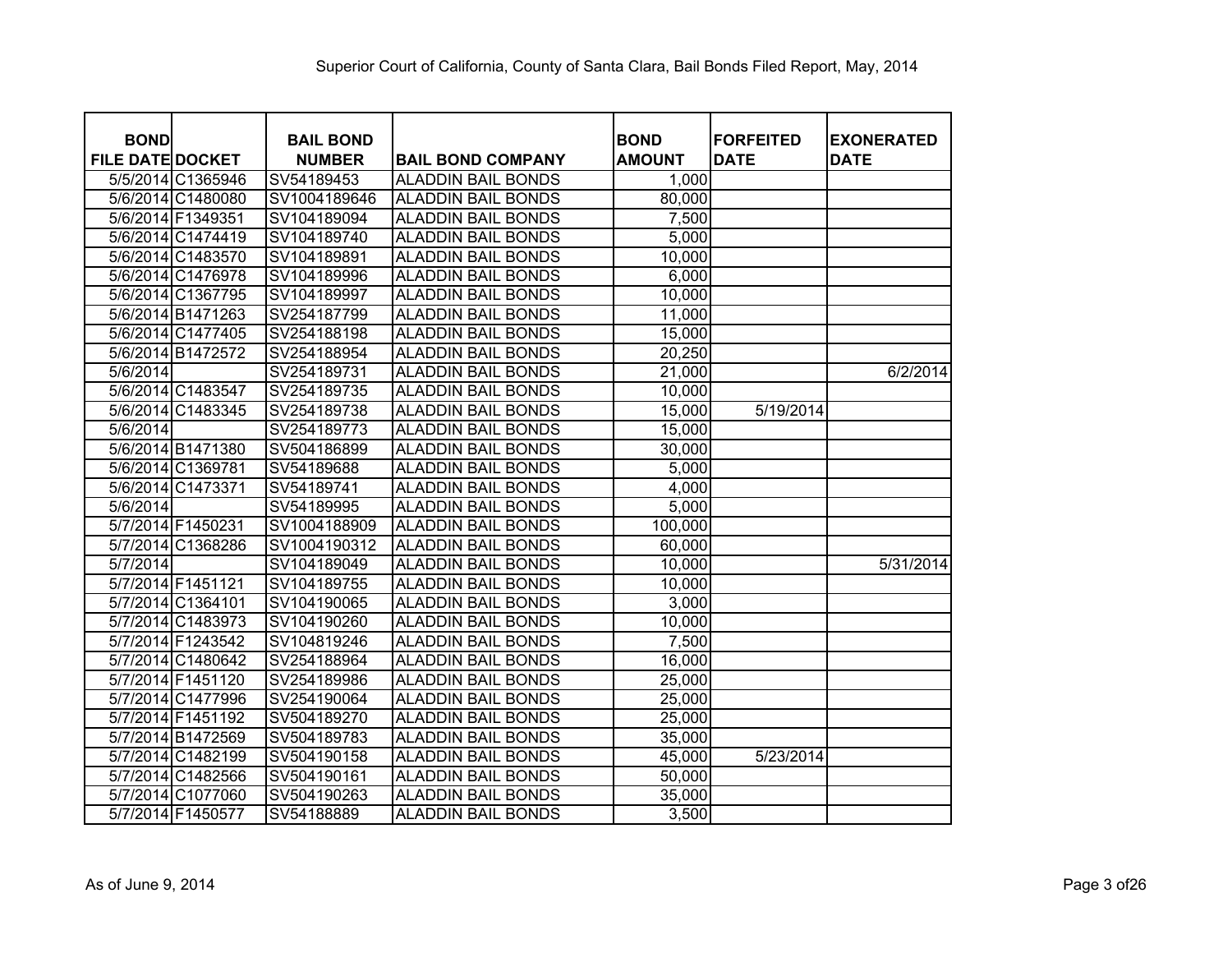Superior Court of California, County of Santa Clara, Bail Bonds Filed Report, May, 2014

| BOND FILE DATE | DOCKET | BAIL BOND NUMBER | BAIL BOND COMPANY | BOND AMOUNT | FORFEITED DATE | EXONERATED DATE |
|---|---|---|---|---|---|---|
| 5/5/2014 | C1365946 | SV54189453 | ALADDIN BAIL BONDS | 1,000 | | |
| 5/6/2014 | C1480080 | SV1004189646 | ALADDIN BAIL BONDS | 80,000 | | |
| 5/6/2014 | F1349351 | SV104189094 | ALADDIN BAIL BONDS | 7,500 | | |
| 5/6/2014 | C1474419 | SV104189740 | ALADDIN BAIL BONDS | 5,000 | | |
| 5/6/2014 | C1483570 | SV104189891 | ALADDIN BAIL BONDS | 10,000 | | |
| 5/6/2014 | C1476978 | SV104189996 | ALADDIN BAIL BONDS | 6,000 | | |
| 5/6/2014 | C1367795 | SV104189997 | ALADDIN BAIL BONDS | 10,000 | | |
| 5/6/2014 | B1471263 | SV254187799 | ALADDIN BAIL BONDS | 11,000 | | |
| 5/6/2014 | C1477405 | SV254188198 | ALADDIN BAIL BONDS | 15,000 | | |
| 5/6/2014 | B1472572 | SV254188954 | ALADDIN BAIL BONDS | 20,250 | | |
| 5/6/2014 | | SV254189731 | ALADDIN BAIL BONDS | 21,000 | | 6/2/2014 |
| 5/6/2014 | C1483547 | SV254189735 | ALADDIN BAIL BONDS | 10,000 | | |
| 5/6/2014 | C1483345 | SV254189738 | ALADDIN BAIL BONDS | 15,000 | 5/19/2014 | |
| 5/6/2014 | | SV254189773 | ALADDIN BAIL BONDS | 15,000 | | |
| 5/6/2014 | B1471380 | SV504186899 | ALADDIN BAIL BONDS | 30,000 | | |
| 5/6/2014 | C1369781 | SV54189688 | ALADDIN BAIL BONDS | 5,000 | | |
| 5/6/2014 | C1473371 | SV54189741 | ALADDIN BAIL BONDS | 4,000 | | |
| 5/6/2014 | | SV54189995 | ALADDIN BAIL BONDS | 5,000 | | |
| 5/7/2014 | F1450231 | SV1004188909 | ALADDIN BAIL BONDS | 100,000 | | |
| 5/7/2014 | C1368286 | SV1004190312 | ALADDIN BAIL BONDS | 60,000 | | |
| 5/7/2014 | | SV104189049 | ALADDIN BAIL BONDS | 10,000 | | 5/31/2014 |
| 5/7/2014 | F1451121 | SV104189755 | ALADDIN BAIL BONDS | 10,000 | | |
| 5/7/2014 | C1364101 | SV104190065 | ALADDIN BAIL BONDS | 3,000 | | |
| 5/7/2014 | C1483973 | SV104190260 | ALADDIN BAIL BONDS | 10,000 | | |
| 5/7/2014 | F1243542 | SV104819246 | ALADDIN BAIL BONDS | 7,500 | | |
| 5/7/2014 | C1480642 | SV254188964 | ALADDIN BAIL BONDS | 16,000 | | |
| 5/7/2014 | F1451120 | SV254189986 | ALADDIN BAIL BONDS | 25,000 | | |
| 5/7/2014 | C1477996 | SV254190064 | ALADDIN BAIL BONDS | 25,000 | | |
| 5/7/2014 | F1451192 | SV504189270 | ALADDIN BAIL BONDS | 25,000 | | |
| 5/7/2014 | B1472569 | SV504189783 | ALADDIN BAIL BONDS | 35,000 | | |
| 5/7/2014 | C1482199 | SV504190158 | ALADDIN BAIL BONDS | 45,000 | 5/23/2014 | |
| 5/7/2014 | C1482566 | SV504190161 | ALADDIN BAIL BONDS | 50,000 | | |
| 5/7/2014 | C1077060 | SV504190263 | ALADDIN BAIL BONDS | 35,000 | | |
| 5/7/2014 | F1450577 | SV54188889 | ALADDIN BAIL BONDS | 3,500 | | |

As of June 9, 2014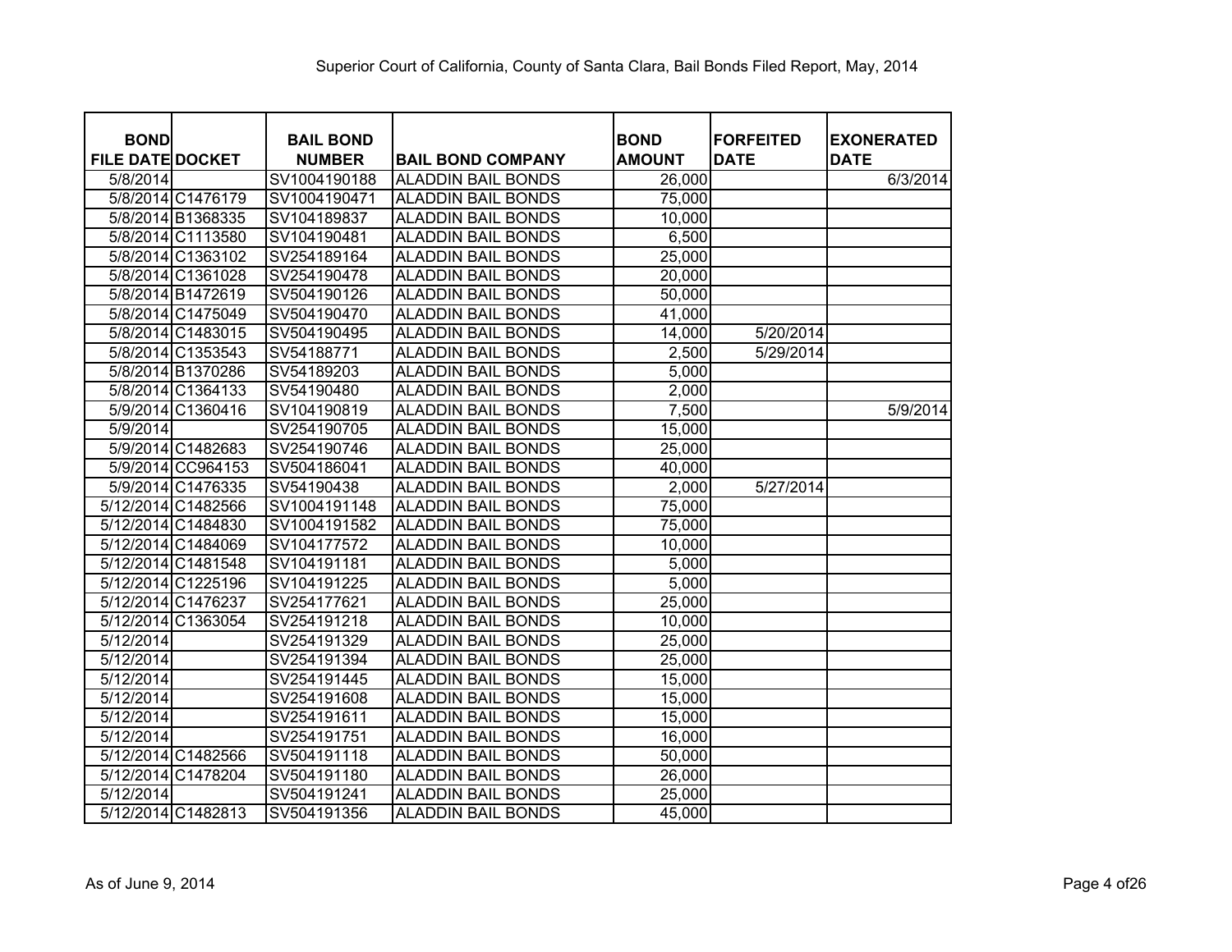Superior Court of California, County of Santa Clara, Bail Bonds Filed Report, May, 2014

| BOND FILE DATE | DOCKET | BAIL BOND NUMBER | BAIL BOND COMPANY | BOND AMOUNT | FORFEITED DATE | EXONERATED DATE |
|---|---|---|---|---|---|---|
| 5/8/2014 | | SV1004190188 | ALADDIN BAIL BONDS | 26,000 | | 6/3/2014 |
| 5/8/2014 | C1476179 | SV1004190471 | ALADDIN BAIL BONDS | 75,000 | | |
| 5/8/2014 | B1368335 | SV104189837 | ALADDIN BAIL BONDS | 10,000 | | |
| 5/8/2014 | C1113580 | SV104190481 | ALADDIN BAIL BONDS | 6,500 | | |
| 5/8/2014 | C1363102 | SV254189164 | ALADDIN BAIL BONDS | 25,000 | | |
| 5/8/2014 | C1361028 | SV254190478 | ALADDIN BAIL BONDS | 20,000 | | |
| 5/8/2014 | B1472619 | SV504190126 | ALADDIN BAIL BONDS | 50,000 | | |
| 5/8/2014 | C1475049 | SV504190470 | ALADDIN BAIL BONDS | 41,000 | | |
| 5/8/2014 | C1483015 | SV504190495 | ALADDIN BAIL BONDS | 14,000 | 5/20/2014 | |
| 5/8/2014 | C1353543 | SV54188771 | ALADDIN BAIL BONDS | 2,500 | 5/29/2014 | |
| 5/8/2014 | B1370286 | SV54189203 | ALADDIN BAIL BONDS | 5,000 | | |
| 5/8/2014 | C1364133 | SV54190480 | ALADDIN BAIL BONDS | 2,000 | | |
| 5/9/2014 | C1360416 | SV104190819 | ALADDIN BAIL BONDS | 7,500 | | 5/9/2014 |
| 5/9/2014 | | SV254190705 | ALADDIN BAIL BONDS | 15,000 | | |
| 5/9/2014 | C1482683 | SV254190746 | ALADDIN BAIL BONDS | 25,000 | | |
| 5/9/2014 | CC964153 | SV504186041 | ALADDIN BAIL BONDS | 40,000 | | |
| 5/9/2014 | C1476335 | SV54190438 | ALADDIN BAIL BONDS | 2,000 | 5/27/2014 | |
| 5/12/2014 | C1482566 | SV1004191148 | ALADDIN BAIL BONDS | 75,000 | | |
| 5/12/2014 | C1484830 | SV1004191582 | ALADDIN BAIL BONDS | 75,000 | | |
| 5/12/2014 | C1484069 | SV104177572 | ALADDIN BAIL BONDS | 10,000 | | |
| 5/12/2014 | C1481548 | SV104191181 | ALADDIN BAIL BONDS | 5,000 | | |
| 5/12/2014 | C1225196 | SV104191225 | ALADDIN BAIL BONDS | 5,000 | | |
| 5/12/2014 | C1476237 | SV254177621 | ALADDIN BAIL BONDS | 25,000 | | |
| 5/12/2014 | C1363054 | SV254191218 | ALADDIN BAIL BONDS | 10,000 | | |
| 5/12/2014 | | SV254191329 | ALADDIN BAIL BONDS | 25,000 | | |
| 5/12/2014 | | SV254191394 | ALADDIN BAIL BONDS | 25,000 | | |
| 5/12/2014 | | SV254191445 | ALADDIN BAIL BONDS | 15,000 | | |
| 5/12/2014 | | SV254191608 | ALADDIN BAIL BONDS | 15,000 | | |
| 5/12/2014 | | SV254191611 | ALADDIN BAIL BONDS | 15,000 | | |
| 5/12/2014 | | SV254191751 | ALADDIN BAIL BONDS | 16,000 | | |
| 5/12/2014 | C1482566 | SV504191118 | ALADDIN BAIL BONDS | 50,000 | | |
| 5/12/2014 | C1478204 | SV504191180 | ALADDIN BAIL BONDS | 26,000 | | |
| 5/12/2014 | | SV504191241 | ALADDIN BAIL BONDS | 25,000 | | |
| 5/12/2014 | C1482813 | SV504191356 | ALADDIN BAIL BONDS | 45,000 | | |

As of June 9, 2014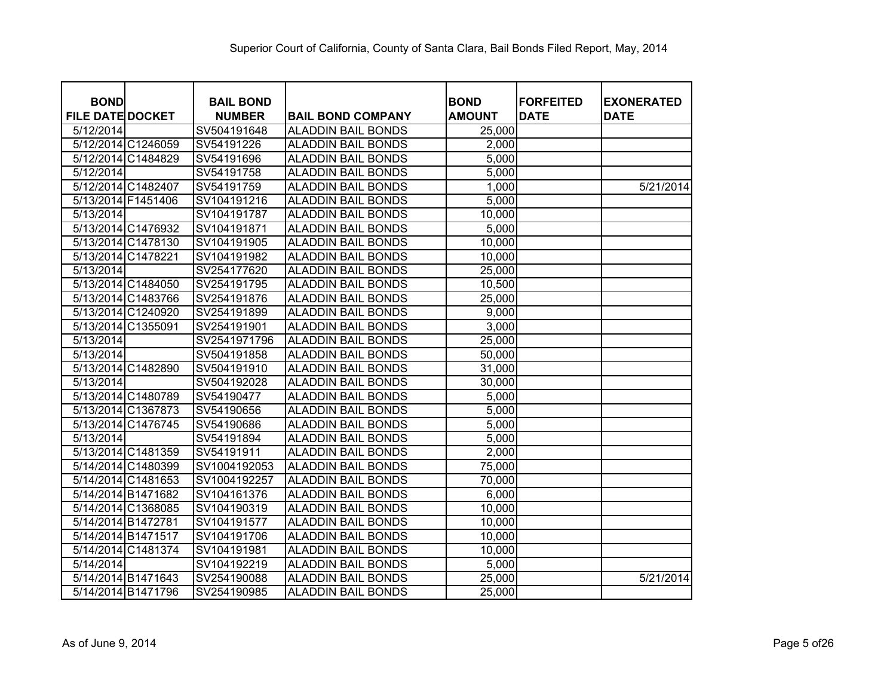Superior Court of California, County of Santa Clara, Bail Bonds Filed Report, May, 2014

| BOND FILE DATE | DOCKET | BAIL BOND NUMBER | BAIL BOND COMPANY | BOND AMOUNT | FORFEITED DATE | EXONERATED DATE |
|---|---|---|---|---|---|---|
| 5/12/2014 | | SV504191648 | ALADDIN BAIL BONDS | 25,000 | | |
| 5/12/2014 | C1246059 | SV54191226 | ALADDIN BAIL BONDS | 2,000 | | |
| 5/12/2014 | C1484829 | SV54191696 | ALADDIN BAIL BONDS | 5,000 | | |
| 5/12/2014 | | SV54191758 | ALADDIN BAIL BONDS | 5,000 | | |
| 5/12/2014 | C1482407 | SV54191759 | ALADDIN BAIL BONDS | 1,000 | | 5/21/2014 |
| 5/13/2014 | F1451406 | SV104191216 | ALADDIN BAIL BONDS | 5,000 | | |
| 5/13/2014 | | SV104191787 | ALADDIN BAIL BONDS | 10,000 | | |
| 5/13/2014 | C1476932 | SV104191871 | ALADDIN BAIL BONDS | 5,000 | | |
| 5/13/2014 | C1478130 | SV104191905 | ALADDIN BAIL BONDS | 10,000 | | |
| 5/13/2014 | C1478221 | SV104191982 | ALADDIN BAIL BONDS | 10,000 | | |
| 5/13/2014 | | SV254177620 | ALADDIN BAIL BONDS | 25,000 | | |
| 5/13/2014 | C1484050 | SV254191795 | ALADDIN BAIL BONDS | 10,500 | | |
| 5/13/2014 | C1483766 | SV254191876 | ALADDIN BAIL BONDS | 25,000 | | |
| 5/13/2014 | C1240920 | SV254191899 | ALADDIN BAIL BONDS | 9,000 | | |
| 5/13/2014 | C1355091 | SV254191901 | ALADDIN BAIL BONDS | 3,000 | | |
| 5/13/2014 | | SV2541971796 | ALADDIN BAIL BONDS | 25,000 | | |
| 5/13/2014 | | SV504191858 | ALADDIN BAIL BONDS | 50,000 | | |
| 5/13/2014 | C1482890 | SV504191910 | ALADDIN BAIL BONDS | 31,000 | | |
| 5/13/2014 | | SV504192028 | ALADDIN BAIL BONDS | 30,000 | | |
| 5/13/2014 | C1480789 | SV54190477 | ALADDIN BAIL BONDS | 5,000 | | |
| 5/13/2014 | C1367873 | SV54190656 | ALADDIN BAIL BONDS | 5,000 | | |
| 5/13/2014 | C1476745 | SV54190686 | ALADDIN BAIL BONDS | 5,000 | | |
| 5/13/2014 | | SV54191894 | ALADDIN BAIL BONDS | 5,000 | | |
| 5/13/2014 | C1481359 | SV54191911 | ALADDIN BAIL BONDS | 2,000 | | |
| 5/14/2014 | C1480399 | SV1004192053 | ALADDIN BAIL BONDS | 75,000 | | |
| 5/14/2014 | C1481653 | SV1004192257 | ALADDIN BAIL BONDS | 70,000 | | |
| 5/14/2014 | B1471682 | SV104161376 | ALADDIN BAIL BONDS | 6,000 | | |
| 5/14/2014 | C1368085 | SV104190319 | ALADDIN BAIL BONDS | 10,000 | | |
| 5/14/2014 | B1472781 | SV104191577 | ALADDIN BAIL BONDS | 10,000 | | |
| 5/14/2014 | B1471517 | SV104191706 | ALADDIN BAIL BONDS | 10,000 | | |
| 5/14/2014 | C1481374 | SV104191981 | ALADDIN BAIL BONDS | 10,000 | | |
| 5/14/2014 | | SV104192219 | ALADDIN BAIL BONDS | 5,000 | | |
| 5/14/2014 | B1471643 | SV254190088 | ALADDIN BAIL BONDS | 25,000 | | 5/21/2014 |
| 5/14/2014 | B1471796 | SV254190985 | ALADDIN BAIL BONDS | 25,000 | | |

As of June 9, 2014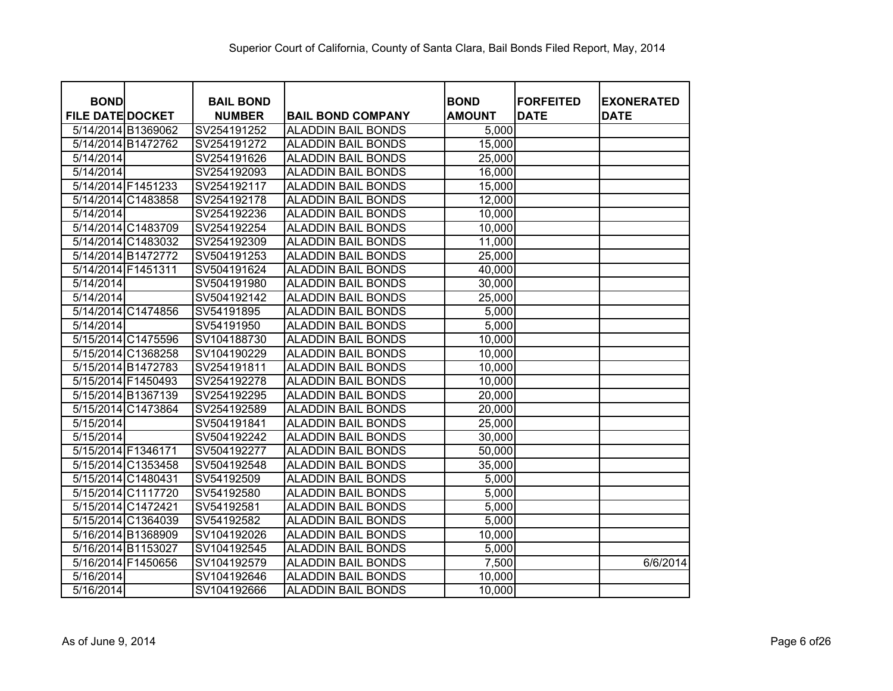Superior Court of California, County of Santa Clara, Bail Bonds Filed Report, May, 2014

| BOND FILE DATE | DOCKET | BAIL BOND NUMBER | BAIL BOND COMPANY | BOND AMOUNT | FORFEITED DATE | EXONERATED DATE |
|---|---|---|---|---|---|---|
| 5/14/2014 | B1369062 | SV254191252 | ALADDIN BAIL BONDS | 5,000 | | |
| 5/14/2014 | B1472762 | SV254191272 | ALADDIN BAIL BONDS | 15,000 | | |
| 5/14/2014 | | SV254191626 | ALADDIN BAIL BONDS | 25,000 | | |
| 5/14/2014 | | SV254192093 | ALADDIN BAIL BONDS | 16,000 | | |
| 5/14/2014 | F1451233 | SV254192117 | ALADDIN BAIL BONDS | 15,000 | | |
| 5/14/2014 | C1483858 | SV254192178 | ALADDIN BAIL BONDS | 12,000 | | |
| 5/14/2014 | | SV254192236 | ALADDIN BAIL BONDS | 10,000 | | |
| 5/14/2014 | C1483709 | SV254192254 | ALADDIN BAIL BONDS | 10,000 | | |
| 5/14/2014 | C1483032 | SV254192309 | ALADDIN BAIL BONDS | 11,000 | | |
| 5/14/2014 | B1472772 | SV504191253 | ALADDIN BAIL BONDS | 25,000 | | |
| 5/14/2014 | F1451311 | SV504191624 | ALADDIN BAIL BONDS | 40,000 | | |
| 5/14/2014 | | SV504191980 | ALADDIN BAIL BONDS | 30,000 | | |
| 5/14/2014 | | SV504192142 | ALADDIN BAIL BONDS | 25,000 | | |
| 5/14/2014 | C1474856 | SV54191895 | ALADDIN BAIL BONDS | 5,000 | | |
| 5/14/2014 | | SV54191950 | ALADDIN BAIL BONDS | 5,000 | | |
| 5/15/2014 | C1475596 | SV104188730 | ALADDIN BAIL BONDS | 10,000 | | |
| 5/15/2014 | C1368258 | SV104190229 | ALADDIN BAIL BONDS | 10,000 | | |
| 5/15/2014 | B1472783 | SV254191811 | ALADDIN BAIL BONDS | 10,000 | | |
| 5/15/2014 | F1450493 | SV254192278 | ALADDIN BAIL BONDS | 10,000 | | |
| 5/15/2014 | B1367139 | SV254192295 | ALADDIN BAIL BONDS | 20,000 | | |
| 5/15/2014 | C1473864 | SV254192589 | ALADDIN BAIL BONDS | 20,000 | | |
| 5/15/2014 | | SV504191841 | ALADDIN BAIL BONDS | 25,000 | | |
| 5/15/2014 | | SV504192242 | ALADDIN BAIL BONDS | 30,000 | | |
| 5/15/2014 | F1346171 | SV504192277 | ALADDIN BAIL BONDS | 50,000 | | |
| 5/15/2014 | C1353458 | SV504192548 | ALADDIN BAIL BONDS | 35,000 | | |
| 5/15/2014 | C1480431 | SV54192509 | ALADDIN BAIL BONDS | 5,000 | | |
| 5/15/2014 | C1117720 | SV54192580 | ALADDIN BAIL BONDS | 5,000 | | |
| 5/15/2014 | C1472421 | SV54192581 | ALADDIN BAIL BONDS | 5,000 | | |
| 5/15/2014 | C1364039 | SV54192582 | ALADDIN BAIL BONDS | 5,000 | | |
| 5/16/2014 | B1368909 | SV104192026 | ALADDIN BAIL BONDS | 10,000 | | |
| 5/16/2014 | B1153027 | SV104192545 | ALADDIN BAIL BONDS | 5,000 | | |
| 5/16/2014 | F1450656 | SV104192579 | ALADDIN BAIL BONDS | 7,500 | | 6/6/2014 |
| 5/16/2014 | | SV104192646 | ALADDIN BAIL BONDS | 10,000 | | |
| 5/16/2014 | | SV104192666 | ALADDIN BAIL BONDS | 10,000 | | |

As of June 9, 2014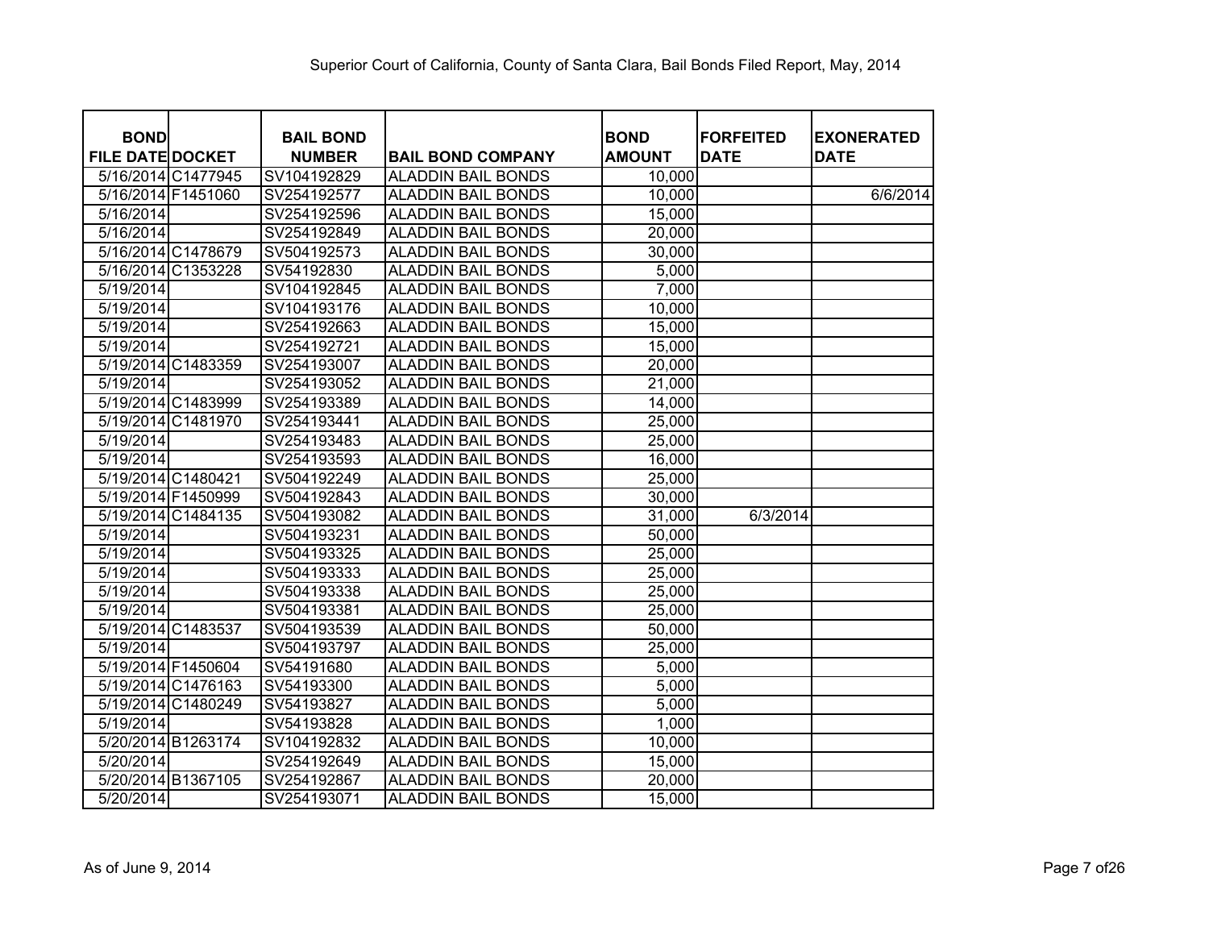Superior Court of California, County of Santa Clara, Bail Bonds Filed Report, May, 2014

| BOND FILE DATE | DOCKET | BAIL BOND NUMBER | BAIL BOND COMPANY | BOND AMOUNT | FORFEITED DATE | EXONERATED DATE |
|---|---|---|---|---|---|---|
| 5/16/2014 | C1477945 | SV104192829 | ALADDIN BAIL BONDS | 10,000 | | |
| 5/16/2014 | F1451060 | SV254192577 | ALADDIN BAIL BONDS | 10,000 | | 6/6/2014 |
| 5/16/2014 | | SV254192596 | ALADDIN BAIL BONDS | 15,000 | | |
| 5/16/2014 | | SV254192849 | ALADDIN BAIL BONDS | 20,000 | | |
| 5/16/2014 | C1478679 | SV504192573 | ALADDIN BAIL BONDS | 30,000 | | |
| 5/16/2014 | C1353228 | SV54192830 | ALADDIN BAIL BONDS | 5,000 | | |
| 5/19/2014 | | SV104192845 | ALADDIN BAIL BONDS | 7,000 | | |
| 5/19/2014 | | SV104193176 | ALADDIN BAIL BONDS | 10,000 | | |
| 5/19/2014 | | SV254192663 | ALADDIN BAIL BONDS | 15,000 | | |
| 5/19/2014 | | SV254192721 | ALADDIN BAIL BONDS | 15,000 | | |
| 5/19/2014 | C1483359 | SV254193007 | ALADDIN BAIL BONDS | 20,000 | | |
| 5/19/2014 | | SV254193052 | ALADDIN BAIL BONDS | 21,000 | | |
| 5/19/2014 | C1483999 | SV254193389 | ALADDIN BAIL BONDS | 14,000 | | |
| 5/19/2014 | C1481970 | SV254193441 | ALADDIN BAIL BONDS | 25,000 | | |
| 5/19/2014 | | SV254193483 | ALADDIN BAIL BONDS | 25,000 | | |
| 5/19/2014 | | SV254193593 | ALADDIN BAIL BONDS | 16,000 | | |
| 5/19/2014 | C1480421 | SV504192249 | ALADDIN BAIL BONDS | 25,000 | | |
| 5/19/2014 | F1450999 | SV504192843 | ALADDIN BAIL BONDS | 30,000 | | |
| 5/19/2014 | C1484135 | SV504193082 | ALADDIN BAIL BONDS | 31,000 | 6/3/2014 | |
| 5/19/2014 | | SV504193231 | ALADDIN BAIL BONDS | 50,000 | | |
| 5/19/2014 | | SV504193325 | ALADDIN BAIL BONDS | 25,000 | | |
| 5/19/2014 | | SV504193333 | ALADDIN BAIL BONDS | 25,000 | | |
| 5/19/2014 | | SV504193338 | ALADDIN BAIL BONDS | 25,000 | | |
| 5/19/2014 | | SV504193381 | ALADDIN BAIL BONDS | 25,000 | | |
| 5/19/2014 | C1483537 | SV504193539 | ALADDIN BAIL BONDS | 50,000 | | |
| 5/19/2014 | | SV504193797 | ALADDIN BAIL BONDS | 25,000 | | |
| 5/19/2014 | F1450604 | SV54191680 | ALADDIN BAIL BONDS | 5,000 | | |
| 5/19/2014 | C1476163 | SV54193300 | ALADDIN BAIL BONDS | 5,000 | | |
| 5/19/2014 | C1480249 | SV54193827 | ALADDIN BAIL BONDS | 5,000 | | |
| 5/19/2014 | | SV54193828 | ALADDIN BAIL BONDS | 1,000 | | |
| 5/20/2014 | B1263174 | SV104192832 | ALADDIN BAIL BONDS | 10,000 | | |
| 5/20/2014 | | SV254192649 | ALADDIN BAIL BONDS | 15,000 | | |
| 5/20/2014 | B1367105 | SV254192867 | ALADDIN BAIL BONDS | 20,000 | | |
| 5/20/2014 | | SV254193071 | ALADDIN BAIL BONDS | 15,000 | | |

As of June 9, 2014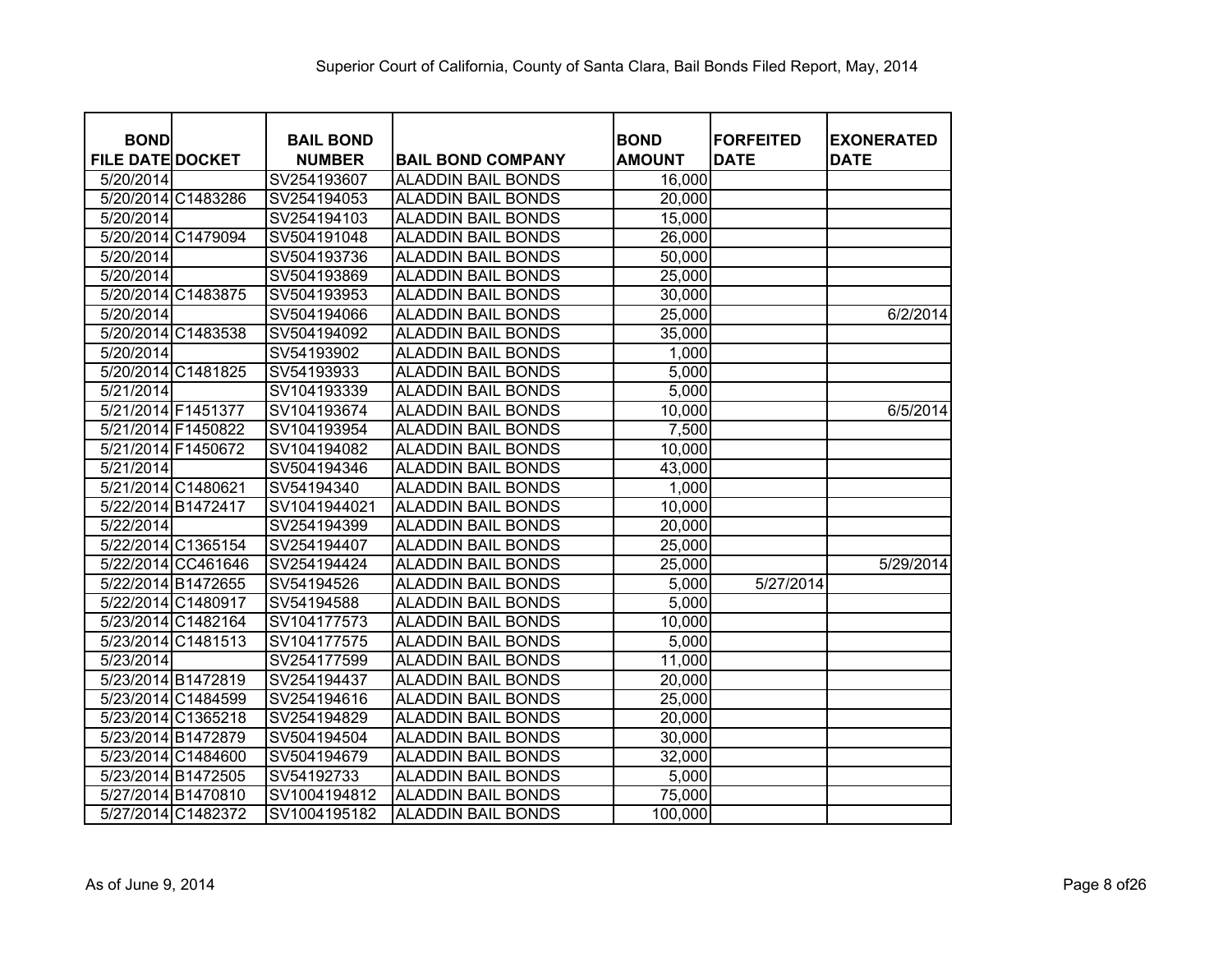Superior Court of California, County of Santa Clara, Bail Bonds Filed Report, May, 2014

| BOND FILE DATE | DOCKET | BAIL BOND NUMBER | BAIL BOND COMPANY | BOND AMOUNT | FORFEITED DATE | EXONERATED DATE |
|---|---|---|---|---|---|---|
| 5/20/2014 | | SV254193607 | ALADDIN BAIL BONDS | 16,000 | | |
| 5/20/2014 | C1483286 | SV254194053 | ALADDIN BAIL BONDS | 20,000 | | |
| 5/20/2014 | | SV254194103 | ALADDIN BAIL BONDS | 15,000 | | |
| 5/20/2014 | C1479094 | SV504191048 | ALADDIN BAIL BONDS | 26,000 | | |
| 5/20/2014 | | SV504193736 | ALADDIN BAIL BONDS | 50,000 | | |
| 5/20/2014 | | SV504193869 | ALADDIN BAIL BONDS | 25,000 | | |
| 5/20/2014 | C1483875 | SV504193953 | ALADDIN BAIL BONDS | 30,000 | | |
| 5/20/2014 | | SV504194066 | ALADDIN BAIL BONDS | 25,000 | | 6/2/2014 |
| 5/20/2014 | C1483538 | SV504194092 | ALADDIN BAIL BONDS | 35,000 | | |
| 5/20/2014 | | SV54193902 | ALADDIN BAIL BONDS | 1,000 | | |
| 5/20/2014 | C1481825 | SV54193933 | ALADDIN BAIL BONDS | 5,000 | | |
| 5/21/2014 | | SV104193339 | ALADDIN BAIL BONDS | 5,000 | | |
| 5/21/2014 | F1451377 | SV104193674 | ALADDIN BAIL BONDS | 10,000 | | 6/5/2014 |
| 5/21/2014 | F1450822 | SV104193954 | ALADDIN BAIL BONDS | 7,500 | | |
| 5/21/2014 | F1450672 | SV104194082 | ALADDIN BAIL BONDS | 10,000 | | |
| 5/21/2014 | | SV504194346 | ALADDIN BAIL BONDS | 43,000 | | |
| 5/21/2014 | C1480621 | SV54194340 | ALADDIN BAIL BONDS | 1,000 | | |
| 5/22/2014 | B1472417 | SV1041944021 | ALADDIN BAIL BONDS | 10,000 | | |
| 5/22/2014 | | SV254194399 | ALADDIN BAIL BONDS | 20,000 | | |
| 5/22/2014 | C1365154 | SV254194407 | ALADDIN BAIL BONDS | 25,000 | | |
| 5/22/2014 | CC461646 | SV254194424 | ALADDIN BAIL BONDS | 25,000 | | 5/29/2014 |
| 5/22/2014 | B1472655 | SV54194526 | ALADDIN BAIL BONDS | 5,000 | 5/27/2014 | |
| 5/22/2014 | C1480917 | SV54194588 | ALADDIN BAIL BONDS | 5,000 | | |
| 5/23/2014 | C1482164 | SV104177573 | ALADDIN BAIL BONDS | 10,000 | | |
| 5/23/2014 | C1481513 | SV104177575 | ALADDIN BAIL BONDS | 5,000 | | |
| 5/23/2014 | | SV254177599 | ALADDIN BAIL BONDS | 11,000 | | |
| 5/23/2014 | B1472819 | SV254194437 | ALADDIN BAIL BONDS | 20,000 | | |
| 5/23/2014 | C1484599 | SV254194616 | ALADDIN BAIL BONDS | 25,000 | | |
| 5/23/2014 | C1365218 | SV254194829 | ALADDIN BAIL BONDS | 20,000 | | |
| 5/23/2014 | B1472879 | SV504194504 | ALADDIN BAIL BONDS | 30,000 | | |
| 5/23/2014 | C1484600 | SV504194679 | ALADDIN BAIL BONDS | 32,000 | | |
| 5/23/2014 | B1472505 | SV54192733 | ALADDIN BAIL BONDS | 5,000 | | |
| 5/27/2014 | B1470810 | SV1004194812 | ALADDIN BAIL BONDS | 75,000 | | |
| 5/27/2014 | C1482372 | SV1004195182 | ALADDIN BAIL BONDS | 100,000 | | |

As of June 9, 2014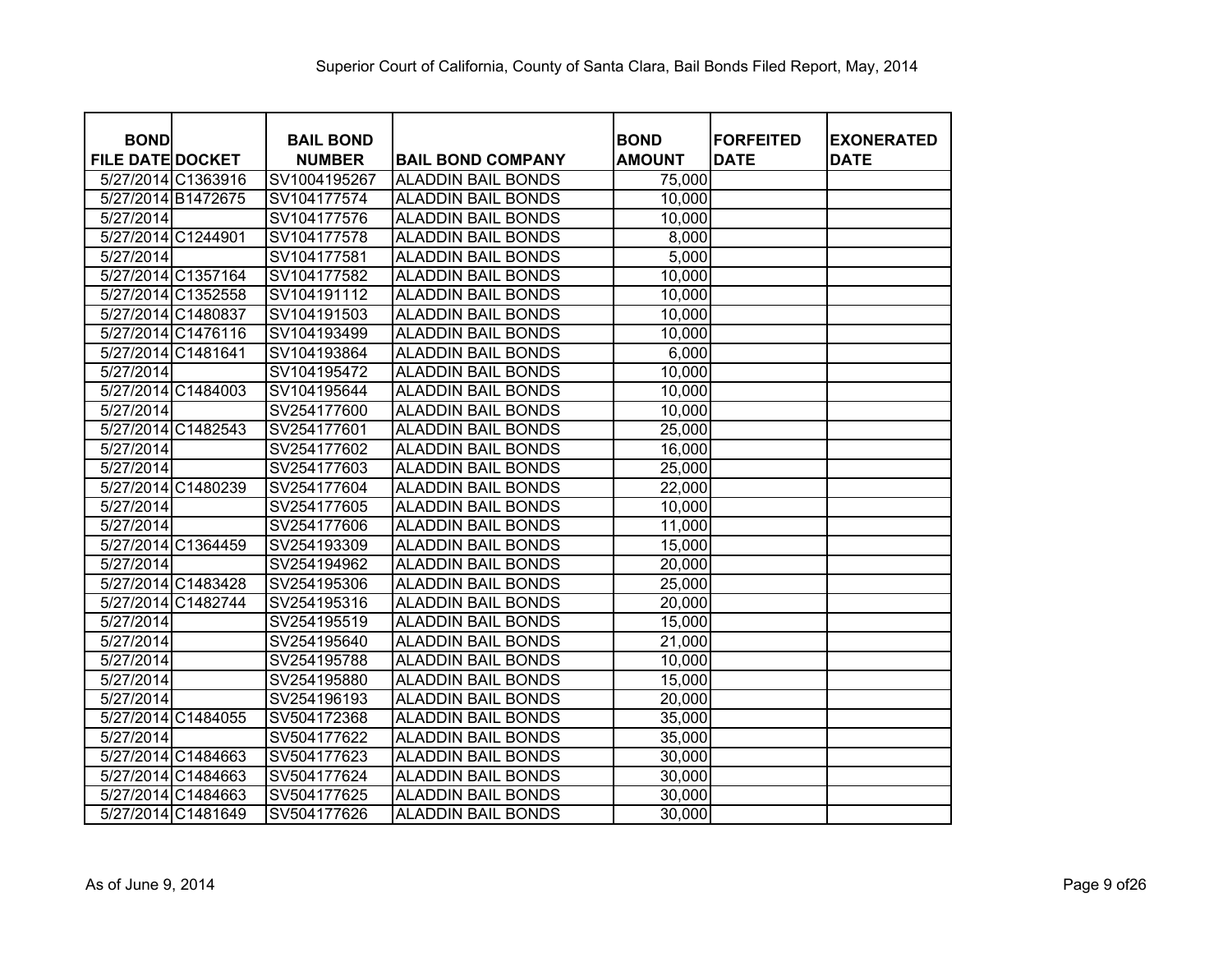Superior Court of California, County of Santa Clara, Bail Bonds Filed Report, May, 2014

| BOND FILE DATE | DOCKET | BAIL BOND NUMBER | BAIL BOND COMPANY | BOND AMOUNT | FORFEITED DATE | EXONERATED DATE |
|---|---|---|---|---|---|---|
| 5/27/2014 | C1363916 | SV1004195267 | ALADDIN BAIL BONDS | 75,000 | | |
| 5/27/2014 | B1472675 | SV104177574 | ALADDIN BAIL BONDS | 10,000 | | |
| 5/27/2014 | | SV104177576 | ALADDIN BAIL BONDS | 10,000 | | |
| 5/27/2014 | C1244901 | SV104177578 | ALADDIN BAIL BONDS | 8,000 | | |
| 5/27/2014 | | SV104177581 | ALADDIN BAIL BONDS | 5,000 | | |
| 5/27/2014 | C1357164 | SV104177582 | ALADDIN BAIL BONDS | 10,000 | | |
| 5/27/2014 | C1352558 | SV104191112 | ALADDIN BAIL BONDS | 10,000 | | |
| 5/27/2014 | C1480837 | SV104191503 | ALADDIN BAIL BONDS | 10,000 | | |
| 5/27/2014 | C1476116 | SV104193499 | ALADDIN BAIL BONDS | 10,000 | | |
| 5/27/2014 | C1481641 | SV104193864 | ALADDIN BAIL BONDS | 6,000 | | |
| 5/27/2014 | | SV104195472 | ALADDIN BAIL BONDS | 10,000 | | |
| 5/27/2014 | C1484003 | SV104195644 | ALADDIN BAIL BONDS | 10,000 | | |
| 5/27/2014 | | SV254177600 | ALADDIN BAIL BONDS | 10,000 | | |
| 5/27/2014 | C1482543 | SV254177601 | ALADDIN BAIL BONDS | 25,000 | | |
| 5/27/2014 | | SV254177602 | ALADDIN BAIL BONDS | 16,000 | | |
| 5/27/2014 | | SV254177603 | ALADDIN BAIL BONDS | 25,000 | | |
| 5/27/2014 | C1480239 | SV254177604 | ALADDIN BAIL BONDS | 22,000 | | |
| 5/27/2014 | | SV254177605 | ALADDIN BAIL BONDS | 10,000 | | |
| 5/27/2014 | | SV254177606 | ALADDIN BAIL BONDS | 11,000 | | |
| 5/27/2014 | C1364459 | SV254193309 | ALADDIN BAIL BONDS | 15,000 | | |
| 5/27/2014 | | SV254194962 | ALADDIN BAIL BONDS | 20,000 | | |
| 5/27/2014 | C1483428 | SV254195306 | ALADDIN BAIL BONDS | 25,000 | | |
| 5/27/2014 | C1482744 | SV254195316 | ALADDIN BAIL BONDS | 20,000 | | |
| 5/27/2014 | | SV254195519 | ALADDIN BAIL BONDS | 15,000 | | |
| 5/27/2014 | | SV254195640 | ALADDIN BAIL BONDS | 21,000 | | |
| 5/27/2014 | | SV254195788 | ALADDIN BAIL BONDS | 10,000 | | |
| 5/27/2014 | | SV254195880 | ALADDIN BAIL BONDS | 15,000 | | |
| 5/27/2014 | | SV254196193 | ALADDIN BAIL BONDS | 20,000 | | |
| 5/27/2014 | C1484055 | SV504172368 | ALADDIN BAIL BONDS | 35,000 | | |
| 5/27/2014 | | SV504177622 | ALADDIN BAIL BONDS | 35,000 | | |
| 5/27/2014 | C1484663 | SV504177623 | ALADDIN BAIL BONDS | 30,000 | | |
| 5/27/2014 | C1484663 | SV504177624 | ALADDIN BAIL BONDS | 30,000 | | |
| 5/27/2014 | C1484663 | SV504177625 | ALADDIN BAIL BONDS | 30,000 | | |
| 5/27/2014 | C1481649 | SV504177626 | ALADDIN BAIL BONDS | 30,000 | | |

As of June 9, 2014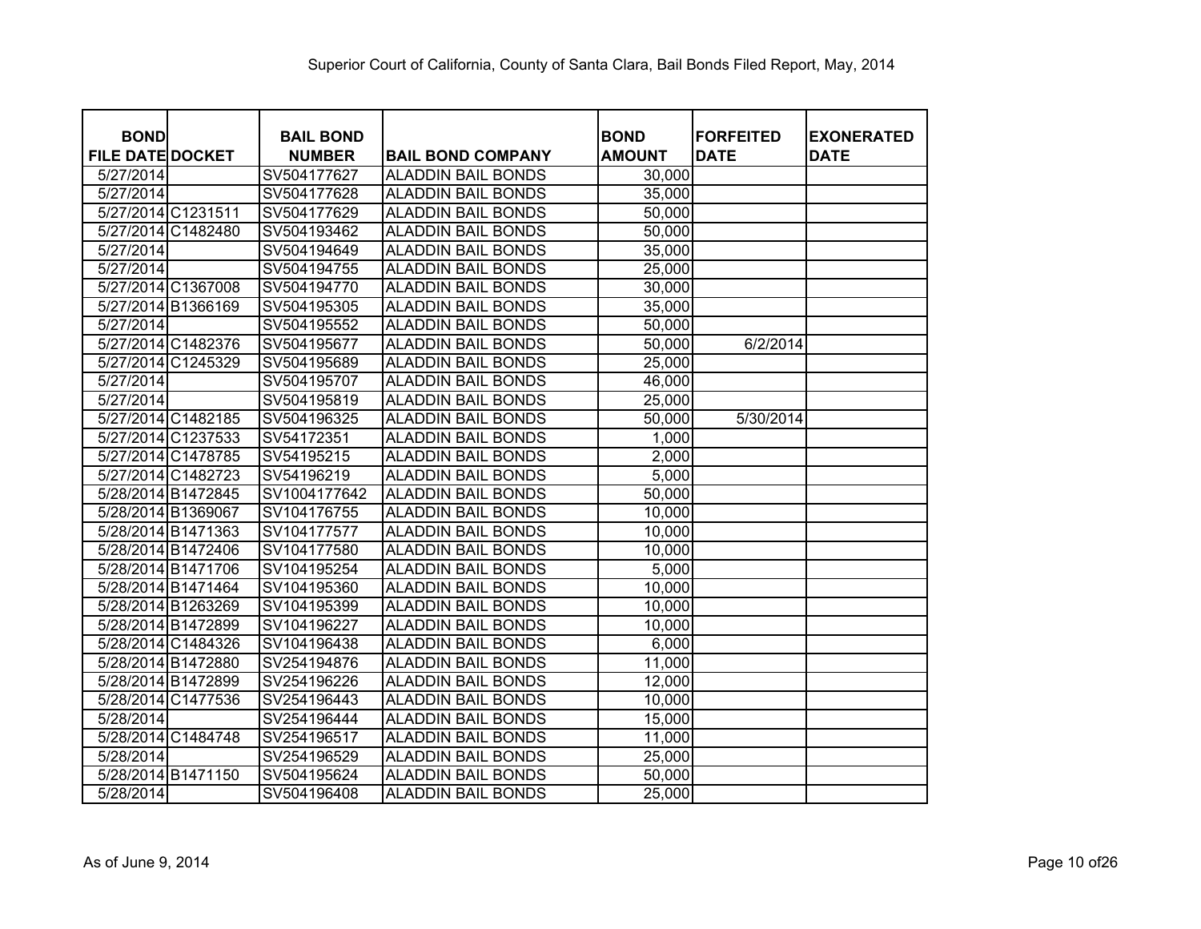Superior Court of California, County of Santa Clara, Bail Bonds Filed Report, May, 2014

| BOND FILE DATE | DOCKET | BAIL BOND NUMBER | BAIL BOND COMPANY | BOND AMOUNT | FORFEITED DATE | EXONERATED DATE |
|---|---|---|---|---|---|---|
| 5/27/2014 | | SV504177627 | ALADDIN BAIL BONDS | 30,000 | | |
| 5/27/2014 | | SV504177628 | ALADDIN BAIL BONDS | 35,000 | | |
| 5/27/2014 | C1231511 | SV504177629 | ALADDIN BAIL BONDS | 50,000 | | |
| 5/27/2014 | C1482480 | SV504193462 | ALADDIN BAIL BONDS | 50,000 | | |
| 5/27/2014 | | SV504194649 | ALADDIN BAIL BONDS | 35,000 | | |
| 5/27/2014 | | SV504194755 | ALADDIN BAIL BONDS | 25,000 | | |
| 5/27/2014 | C1367008 | SV504194770 | ALADDIN BAIL BONDS | 30,000 | | |
| 5/27/2014 | B1366169 | SV504195305 | ALADDIN BAIL BONDS | 35,000 | | |
| 5/27/2014 | | SV504195552 | ALADDIN BAIL BONDS | 50,000 | | |
| 5/27/2014 | C1482376 | SV504195677 | ALADDIN BAIL BONDS | 50,000 | 6/2/2014 | |
| 5/27/2014 | C1245329 | SV504195689 | ALADDIN BAIL BONDS | 25,000 | | |
| 5/27/2014 | | SV504195707 | ALADDIN BAIL BONDS | 46,000 | | |
| 5/27/2014 | | SV504195819 | ALADDIN BAIL BONDS | 25,000 | | |
| 5/27/2014 | C1482185 | SV504196325 | ALADDIN BAIL BONDS | 50,000 | 5/30/2014 | |
| 5/27/2014 | C1237533 | SV54172351 | ALADDIN BAIL BONDS | 1,000 | | |
| 5/27/2014 | C1478785 | SV54195215 | ALADDIN BAIL BONDS | 2,000 | | |
| 5/27/2014 | C1482723 | SV54196219 | ALADDIN BAIL BONDS | 5,000 | | |
| 5/28/2014 | B1472845 | SV1004177642 | ALADDIN BAIL BONDS | 50,000 | | |
| 5/28/2014 | B1369067 | SV104176755 | ALADDIN BAIL BONDS | 10,000 | | |
| 5/28/2014 | B1471363 | SV104177577 | ALADDIN BAIL BONDS | 10,000 | | |
| 5/28/2014 | B1472406 | SV104177580 | ALADDIN BAIL BONDS | 10,000 | | |
| 5/28/2014 | B1471706 | SV104195254 | ALADDIN BAIL BONDS | 5,000 | | |
| 5/28/2014 | B1471464 | SV104195360 | ALADDIN BAIL BONDS | 10,000 | | |
| 5/28/2014 | B1263269 | SV104195399 | ALADDIN BAIL BONDS | 10,000 | | |
| 5/28/2014 | B1472899 | SV104196227 | ALADDIN BAIL BONDS | 10,000 | | |
| 5/28/2014 | C1484326 | SV104196438 | ALADDIN BAIL BONDS | 6,000 | | |
| 5/28/2014 | B1472880 | SV254194876 | ALADDIN BAIL BONDS | 11,000 | | |
| 5/28/2014 | B1472899 | SV254196226 | ALADDIN BAIL BONDS | 12,000 | | |
| 5/28/2014 | C1477536 | SV254196443 | ALADDIN BAIL BONDS | 10,000 | | |
| 5/28/2014 | | SV254196444 | ALADDIN BAIL BONDS | 15,000 | | |
| 5/28/2014 | C1484748 | SV254196517 | ALADDIN BAIL BONDS | 11,000 | | |
| 5/28/2014 | | SV254196529 | ALADDIN BAIL BONDS | 25,000 | | |
| 5/28/2014 | B1471150 | SV504195624 | ALADDIN BAIL BONDS | 50,000 | | |
| 5/28/2014 | | SV504196408 | ALADDIN BAIL BONDS | 25,000 | | |

As of June 9, 2014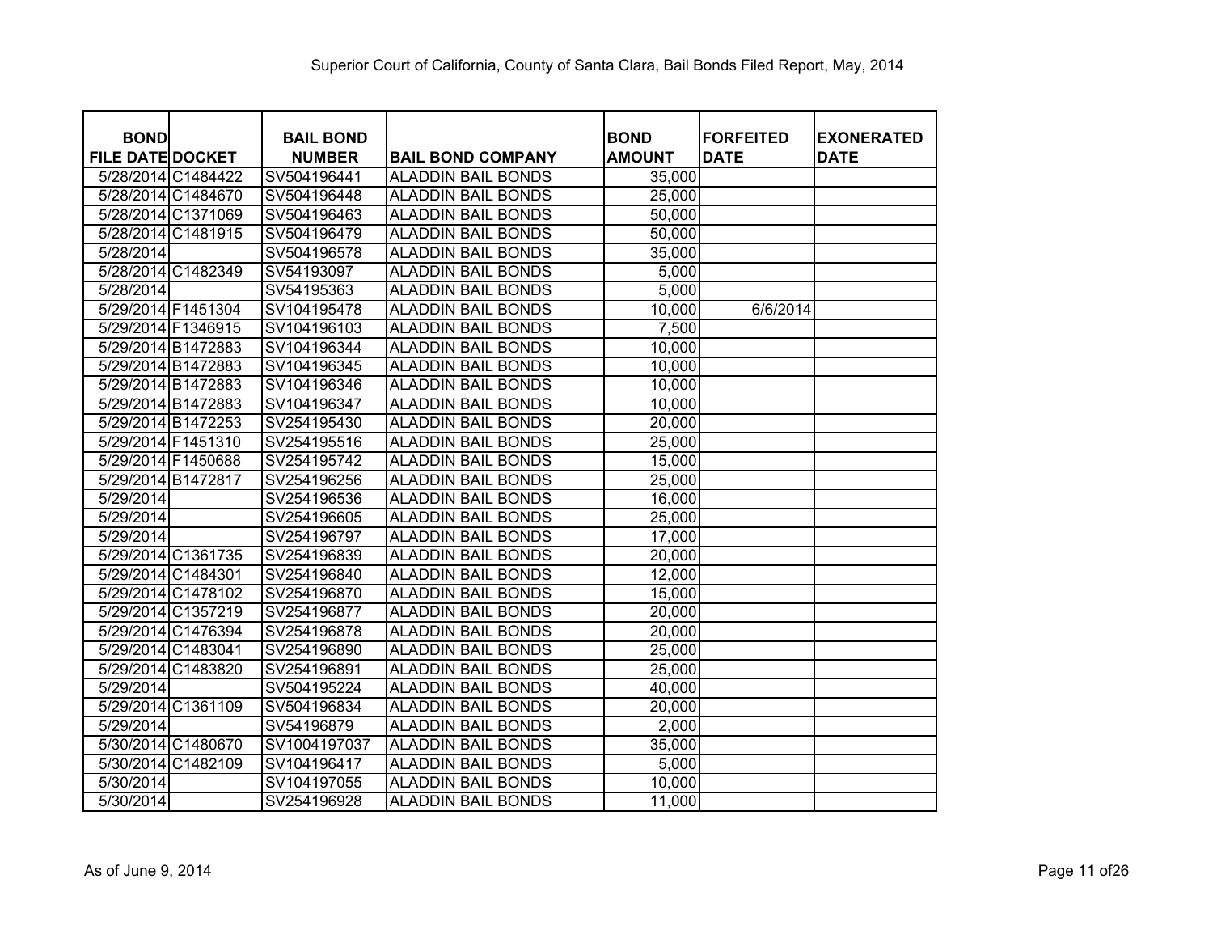Superior Court of California, County of Santa Clara, Bail Bonds Filed Report, May, 2014

| BOND FILE DATE | DOCKET | BAIL BOND NUMBER | BAIL BOND COMPANY | BOND AMOUNT | FORFEITED DATE | EXONERATED DATE |
|---|---|---|---|---|---|---|
| 5/28/2014 | C1484422 | SV504196441 | ALADDIN BAIL BONDS | 35,000 | | |
| 5/28/2014 | C1484670 | SV504196448 | ALADDIN BAIL BONDS | 25,000 | | |
| 5/28/2014 | C1371069 | SV504196463 | ALADDIN BAIL BONDS | 50,000 | | |
| 5/28/2014 | C1481915 | SV504196479 | ALADDIN BAIL BONDS | 50,000 | | |
| 5/28/2014 | | SV504196578 | ALADDIN BAIL BONDS | 35,000 | | |
| 5/28/2014 | C1482349 | SV54193097 | ALADDIN BAIL BONDS | 5,000 | | |
| 5/28/2014 | | SV54195363 | ALADDIN BAIL BONDS | 5,000 | | |
| 5/29/2014 | F1451304 | SV104195478 | ALADDIN BAIL BONDS | 10,000 | 6/6/2014 | |
| 5/29/2014 | F1346915 | SV104196103 | ALADDIN BAIL BONDS | 7,500 | | |
| 5/29/2014 | B1472883 | SV104196344 | ALADDIN BAIL BONDS | 10,000 | | |
| 5/29/2014 | B1472883 | SV104196345 | ALADDIN BAIL BONDS | 10,000 | | |
| 5/29/2014 | B1472883 | SV104196346 | ALADDIN BAIL BONDS | 10,000 | | |
| 5/29/2014 | B1472883 | SV104196347 | ALADDIN BAIL BONDS | 10,000 | | |
| 5/29/2014 | B1472253 | SV254195430 | ALADDIN BAIL BONDS | 20,000 | | |
| 5/29/2014 | F1451310 | SV254195516 | ALADDIN BAIL BONDS | 25,000 | | |
| 5/29/2014 | F1450688 | SV254195742 | ALADDIN BAIL BONDS | 15,000 | | |
| 5/29/2014 | B1472817 | SV254196256 | ALADDIN BAIL BONDS | 25,000 | | |
| 5/29/2014 | | SV254196536 | ALADDIN BAIL BONDS | 16,000 | | |
| 5/29/2014 | | SV254196605 | ALADDIN BAIL BONDS | 25,000 | | |
| 5/29/2014 | | SV254196797 | ALADDIN BAIL BONDS | 17,000 | | |
| 5/29/2014 | C1361735 | SV254196839 | ALADDIN BAIL BONDS | 20,000 | | |
| 5/29/2014 | C1484301 | SV254196840 | ALADDIN BAIL BONDS | 12,000 | | |
| 5/29/2014 | C1478102 | SV254196870 | ALADDIN BAIL BONDS | 15,000 | | |
| 5/29/2014 | C1357219 | SV254196877 | ALADDIN BAIL BONDS | 20,000 | | |
| 5/29/2014 | C1476394 | SV254196878 | ALADDIN BAIL BONDS | 20,000 | | |
| 5/29/2014 | C1483041 | SV254196890 | ALADDIN BAIL BONDS | 25,000 | | |
| 5/29/2014 | C1483820 | SV254196891 | ALADDIN BAIL BONDS | 25,000 | | |
| 5/29/2014 | | SV504195224 | ALADDIN BAIL BONDS | 40,000 | | |
| 5/29/2014 | C1361109 | SV504196834 | ALADDIN BAIL BONDS | 20,000 | | |
| 5/29/2014 | | SV54196879 | ALADDIN BAIL BONDS | 2,000 | | |
| 5/30/2014 | C1480670 | SV1004197037 | ALADDIN BAIL BONDS | 35,000 | | |
| 5/30/2014 | C1482109 | SV104196417 | ALADDIN BAIL BONDS | 5,000 | | |
| 5/30/2014 | | SV104197055 | ALADDIN BAIL BONDS | 10,000 | | |
| 5/30/2014 | | SV254196928 | ALADDIN BAIL BONDS | 11,000 | | |

As of June 9, 2014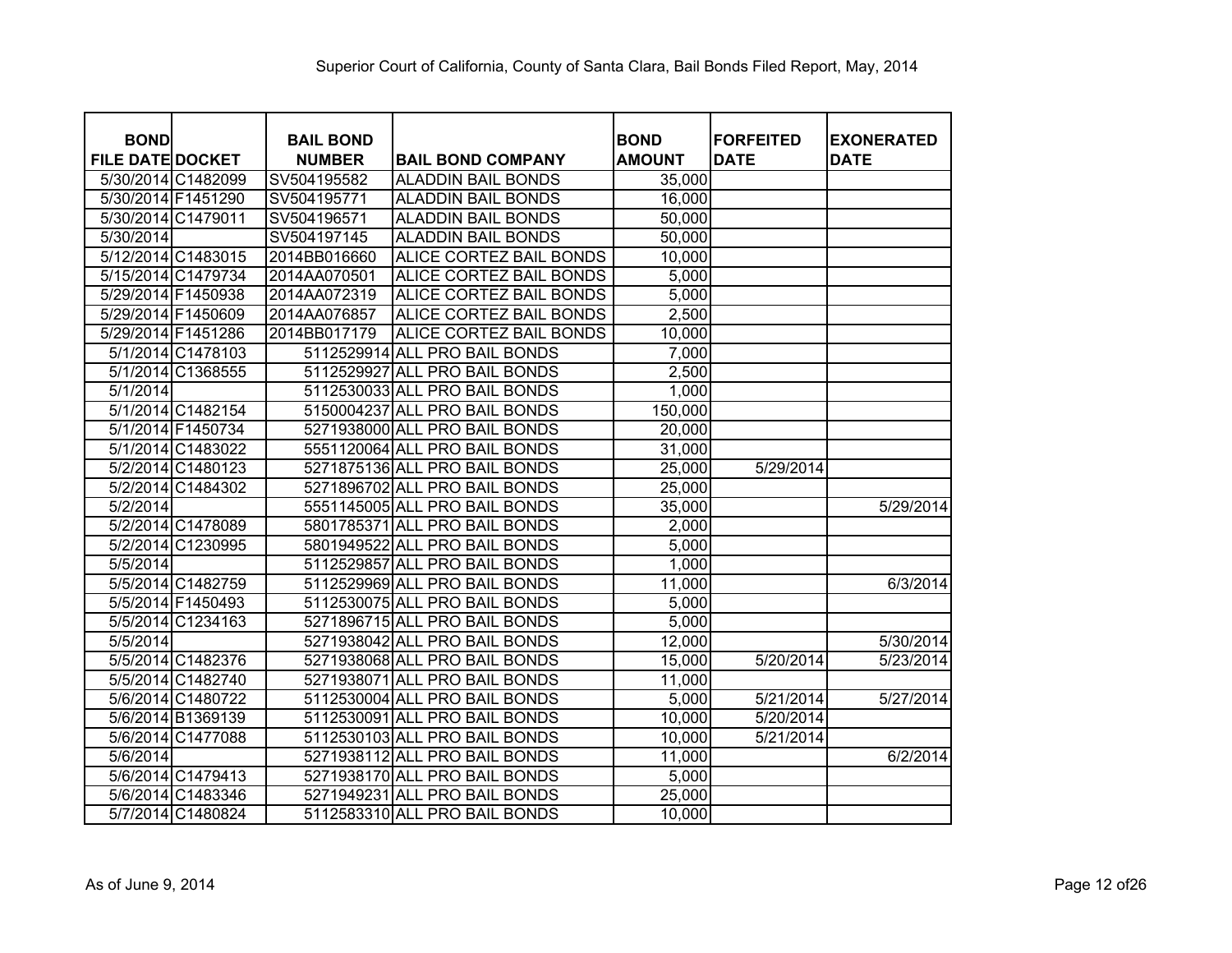Superior Court of California, County of Santa Clara, Bail Bonds Filed Report, May, 2014

| BOND FILE DATE | DOCKET | BAIL BOND NUMBER | BAIL BOND COMPANY | BOND AMOUNT | FORFEITED DATE | EXONERATED DATE |
|---|---|---|---|---|---|---|
| 5/30/2014 | C1482099 | SV504195582 | ALADDIN BAIL BONDS | 35,000 | | |
| 5/30/2014 | F1451290 | SV504195771 | ALADDIN BAIL BONDS | 16,000 | | |
| 5/30/2014 | C1479011 | SV504196571 | ALADDIN BAIL BONDS | 50,000 | | |
| 5/30/2014 | | SV504197145 | ALADDIN BAIL BONDS | 50,000 | | |
| 5/12/2014 | C1483015 | 2014BB016660 | ALICE CORTEZ BAIL BONDS | 10,000 | | |
| 5/15/2014 | C1479734 | 2014AA070501 | ALICE CORTEZ BAIL BONDS | 5,000 | | |
| 5/29/2014 | F1450938 | 2014AA072319 | ALICE CORTEZ BAIL BONDS | 5,000 | | |
| 5/29/2014 | F1450609 | 2014AA076857 | ALICE CORTEZ BAIL BONDS | 2,500 | | |
| 5/29/2014 | F1451286 | 2014BB017179 | ALICE CORTEZ BAIL BONDS | 10,000 | | |
| 5/1/2014 | C1478103 | 5112529914 | ALL PRO BAIL BONDS | 7,000 | | |
| 5/1/2014 | C1368555 | 5112529927 | ALL PRO BAIL BONDS | 2,500 | | |
| 5/1/2014 | | 5112530033 | ALL PRO BAIL BONDS | 1,000 | | |
| 5/1/2014 | C1482154 | 5150004237 | ALL PRO BAIL BONDS | 150,000 | | |
| 5/1/2014 | F1450734 | 5271938000 | ALL PRO BAIL BONDS | 20,000 | | |
| 5/1/2014 | C1483022 | 5551120064 | ALL PRO BAIL BONDS | 31,000 | | |
| 5/2/2014 | C1480123 | 5271875136 | ALL PRO BAIL BONDS | 25,000 | 5/29/2014 | |
| 5/2/2014 | C1484302 | 5271896702 | ALL PRO BAIL BONDS | 25,000 | | |
| 5/2/2014 | | 5551145005 | ALL PRO BAIL BONDS | 35,000 | | 5/29/2014 |
| 5/2/2014 | C1478089 | 5801785371 | ALL PRO BAIL BONDS | 2,000 | | |
| 5/2/2014 | C1230995 | 5801949522 | ALL PRO BAIL BONDS | 5,000 | | |
| 5/5/2014 | | 5112529857 | ALL PRO BAIL BONDS | 1,000 | | |
| 5/5/2014 | C1482759 | 5112529969 | ALL PRO BAIL BONDS | 11,000 | | 6/3/2014 |
| 5/5/2014 | F1450493 | 5112530075 | ALL PRO BAIL BONDS | 5,000 | | |
| 5/5/2014 | C1234163 | 5271896715 | ALL PRO BAIL BONDS | 5,000 | | |
| 5/5/2014 | | 5271938042 | ALL PRO BAIL BONDS | 12,000 | | 5/30/2014 |
| 5/5/2014 | C1482376 | 5271938068 | ALL PRO BAIL BONDS | 15,000 | 5/20/2014 | 5/23/2014 |
| 5/5/2014 | C1482740 | 5271938071 | ALL PRO BAIL BONDS | 11,000 | | |
| 5/6/2014 | C1480722 | 5112530004 | ALL PRO BAIL BONDS | 5,000 | 5/21/2014 | 5/27/2014 |
| 5/6/2014 | B1369139 | 5112530091 | ALL PRO BAIL BONDS | 10,000 | 5/20/2014 | |
| 5/6/2014 | C1477088 | 5112530103 | ALL PRO BAIL BONDS | 10,000 | 5/21/2014 | |
| 5/6/2014 | | 5271938112 | ALL PRO BAIL BONDS | 11,000 | | 6/2/2014 |
| 5/6/2014 | C1479413 | 5271938170 | ALL PRO BAIL BONDS | 5,000 | | |
| 5/6/2014 | C1483346 | 5271949231 | ALL PRO BAIL BONDS | 25,000 | | |
| 5/7/2014 | C1480824 | 5112583310 | ALL PRO BAIL BONDS | 10,000 | | |

As of June 9, 2014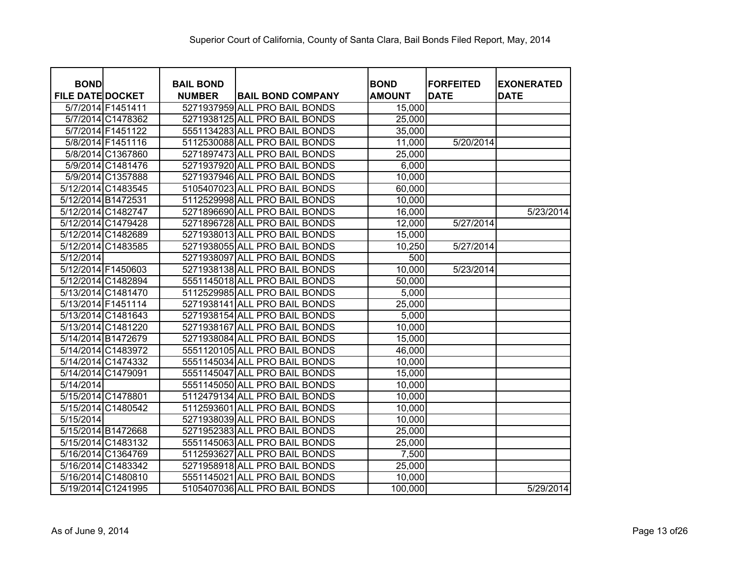Superior Court of California, County of Santa Clara, Bail Bonds Filed Report, May, 2014

| BOND FILE DATE | DOCKET | BAIL BOND NUMBER | BAIL BOND COMPANY | BOND AMOUNT | FORFEITED DATE | EXONERATED DATE |
|---|---|---|---|---|---|---|
| 5/7/2014 | F1451411 | 5271937959 | ALL PRO BAIL BONDS | 15,000 | | |
| 5/7/2014 | C1478362 | 5271938125 | ALL PRO BAIL BONDS | 25,000 | | |
| 5/7/2014 | F1451122 | 5551134283 | ALL PRO BAIL BONDS | 35,000 | | |
| 5/8/2014 | F1451116 | 5112530088 | ALL PRO BAIL BONDS | 11,000 | 5/20/2014 | |
| 5/8/2014 | C1367860 | 5271897473 | ALL PRO BAIL BONDS | 25,000 | | |
| 5/9/2014 | C1481476 | 5271937920 | ALL PRO BAIL BONDS | 6,000 | | |
| 5/9/2014 | C1357888 | 5271937946 | ALL PRO BAIL BONDS | 10,000 | | |
| 5/12/2014 | C1483545 | 5105407023 | ALL PRO BAIL BONDS | 60,000 | | |
| 5/12/2014 | B1472531 | 5112529998 | ALL PRO BAIL BONDS | 10,000 | | |
| 5/12/2014 | C1482747 | 5271896690 | ALL PRO BAIL BONDS | 16,000 | | 5/23/2014 |
| 5/12/2014 | C1479428 | 5271896728 | ALL PRO BAIL BONDS | 12,000 | 5/27/2014 | |
| 5/12/2014 | C1482689 | 5271938013 | ALL PRO BAIL BONDS | 15,000 | | |
| 5/12/2014 | C1483585 | 5271938055 | ALL PRO BAIL BONDS | 10,250 | 5/27/2014 | |
| 5/12/2014 | | 5271938097 | ALL PRO BAIL BONDS | 500 | | |
| 5/12/2014 | F1450603 | 5271938138 | ALL PRO BAIL BONDS | 10,000 | 5/23/2014 | |
| 5/12/2014 | C1482894 | 5551145018 | ALL PRO BAIL BONDS | 50,000 | | |
| 5/13/2014 | C1481470 | 5112529985 | ALL PRO BAIL BONDS | 5,000 | | |
| 5/13/2014 | F1451114 | 5271938141 | ALL PRO BAIL BONDS | 25,000 | | |
| 5/13/2014 | C1481643 | 5271938154 | ALL PRO BAIL BONDS | 5,000 | | |
| 5/13/2014 | C1481220 | 5271938167 | ALL PRO BAIL BONDS | 10,000 | | |
| 5/14/2014 | B1472679 | 5271938084 | ALL PRO BAIL BONDS | 15,000 | | |
| 5/14/2014 | C1483972 | 5551120105 | ALL PRO BAIL BONDS | 46,000 | | |
| 5/14/2014 | C1474332 | 5551145034 | ALL PRO BAIL BONDS | 10,000 | | |
| 5/14/2014 | C1479091 | 5551145047 | ALL PRO BAIL BONDS | 15,000 | | |
| 5/14/2014 | | 5551145050 | ALL PRO BAIL BONDS | 10,000 | | |
| 5/15/2014 | C1478801 | 5112479134 | ALL PRO BAIL BONDS | 10,000 | | |
| 5/15/2014 | C1480542 | 5112593601 | ALL PRO BAIL BONDS | 10,000 | | |
| 5/15/2014 | | 5271938039 | ALL PRO BAIL BONDS | 10,000 | | |
| 5/15/2014 | B1472668 | 5271952383 | ALL PRO BAIL BONDS | 25,000 | | |
| 5/15/2014 | C1483132 | 5551145063 | ALL PRO BAIL BONDS | 25,000 | | |
| 5/16/2014 | C1364769 | 5112593627 | ALL PRO BAIL BONDS | 7,500 | | |
| 5/16/2014 | C1483342 | 5271958918 | ALL PRO BAIL BONDS | 25,000 | | |
| 5/16/2014 | C1480810 | 5551145021 | ALL PRO BAIL BONDS | 10,000 | | |
| 5/19/2014 | C1241995 | 5105407036 | ALL PRO BAIL BONDS | 100,000 | | 5/29/2014 |

As of June 9, 2014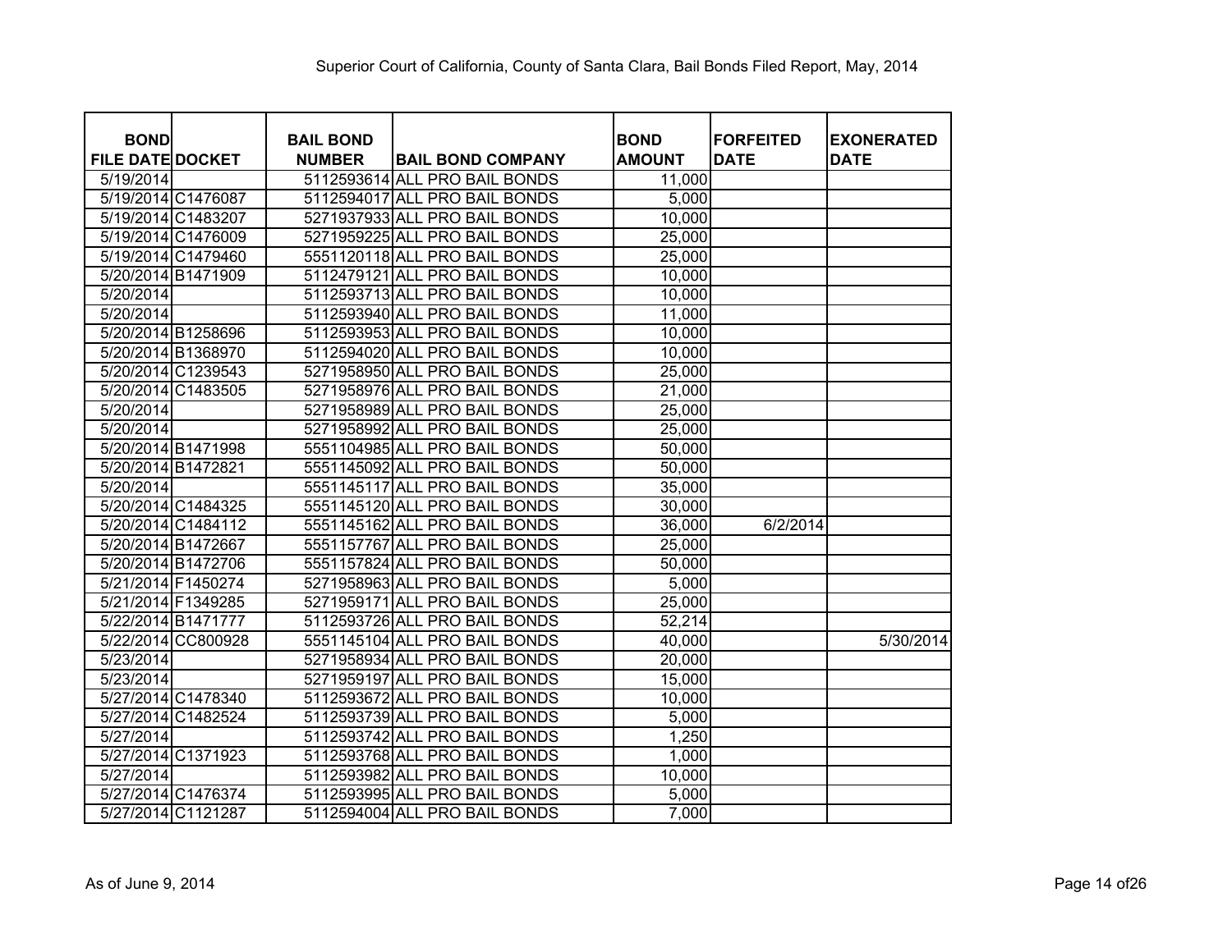Superior Court of California, County of Santa Clara, Bail Bonds Filed Report, May, 2014

| BOND FILE DATE | DOCKET | BAIL BOND NUMBER | BAIL BOND COMPANY | BOND AMOUNT | FORFEITED DATE | EXONERATED DATE |
|---|---|---|---|---|---|---|
| 5/19/2014 | | 5112593614 | ALL PRO BAIL BONDS | 11,000 | | |
| 5/19/2014 | C1476087 | 5112594017 | ALL PRO BAIL BONDS | 5,000 | | |
| 5/19/2014 | C1483207 | 5271937933 | ALL PRO BAIL BONDS | 10,000 | | |
| 5/19/2014 | C1476009 | 5271959225 | ALL PRO BAIL BONDS | 25,000 | | |
| 5/19/2014 | C1479460 | 5551120118 | ALL PRO BAIL BONDS | 25,000 | | |
| 5/20/2014 | B1471909 | 5112479121 | ALL PRO BAIL BONDS | 10,000 | | |
| 5/20/2014 | | 5112593713 | ALL PRO BAIL BONDS | 10,000 | | |
| 5/20/2014 | | 5112593940 | ALL PRO BAIL BONDS | 11,000 | | |
| 5/20/2014 | B1258696 | 5112593953 | ALL PRO BAIL BONDS | 10,000 | | |
| 5/20/2014 | B1368970 | 5112594020 | ALL PRO BAIL BONDS | 10,000 | | |
| 5/20/2014 | C1239543 | 5271958950 | ALL PRO BAIL BONDS | 25,000 | | |
| 5/20/2014 | C1483505 | 5271958976 | ALL PRO BAIL BONDS | 21,000 | | |
| 5/20/2014 | | 5271958989 | ALL PRO BAIL BONDS | 25,000 | | |
| 5/20/2014 | | 5271958992 | ALL PRO BAIL BONDS | 25,000 | | |
| 5/20/2014 | B1471998 | 5551104985 | ALL PRO BAIL BONDS | 50,000 | | |
| 5/20/2014 | B1472821 | 5551145092 | ALL PRO BAIL BONDS | 50,000 | | |
| 5/20/2014 | | 5551145117 | ALL PRO BAIL BONDS | 35,000 | | |
| 5/20/2014 | C1484325 | 5551145120 | ALL PRO BAIL BONDS | 30,000 | | |
| 5/20/2014 | C1484112 | 5551145162 | ALL PRO BAIL BONDS | 36,000 | 6/2/2014 | |
| 5/20/2014 | B1472667 | 5551157767 | ALL PRO BAIL BONDS | 25,000 | | |
| 5/20/2014 | B1472706 | 5551157824 | ALL PRO BAIL BONDS | 50,000 | | |
| 5/21/2014 | F1450274 | 5271958963 | ALL PRO BAIL BONDS | 5,000 | | |
| 5/21/2014 | F1349285 | 5271959171 | ALL PRO BAIL BONDS | 25,000 | | |
| 5/22/2014 | B1471777 | 5112593726 | ALL PRO BAIL BONDS | 52,214 | | |
| 5/22/2014 | CC800928 | 5551145104 | ALL PRO BAIL BONDS | 40,000 | | 5/30/2014 |
| 5/23/2014 | | 5271958934 | ALL PRO BAIL BONDS | 20,000 | | |
| 5/23/2014 | | 5271959197 | ALL PRO BAIL BONDS | 15,000 | | |
| 5/27/2014 | C1478340 | 5112593672 | ALL PRO BAIL BONDS | 10,000 | | |
| 5/27/2014 | C1482524 | 5112593739 | ALL PRO BAIL BONDS | 5,000 | | |
| 5/27/2014 | | 5112593742 | ALL PRO BAIL BONDS | 1,250 | | |
| 5/27/2014 | C1371923 | 5112593768 | ALL PRO BAIL BONDS | 1,000 | | |
| 5/27/2014 | | 5112593982 | ALL PRO BAIL BONDS | 10,000 | | |
| 5/27/2014 | C1476374 | 5112593995 | ALL PRO BAIL BONDS | 5,000 | | |
| 5/27/2014 | C1121287 | 5112594004 | ALL PRO BAIL BONDS | 7,000 | | |

As of June 9, 2014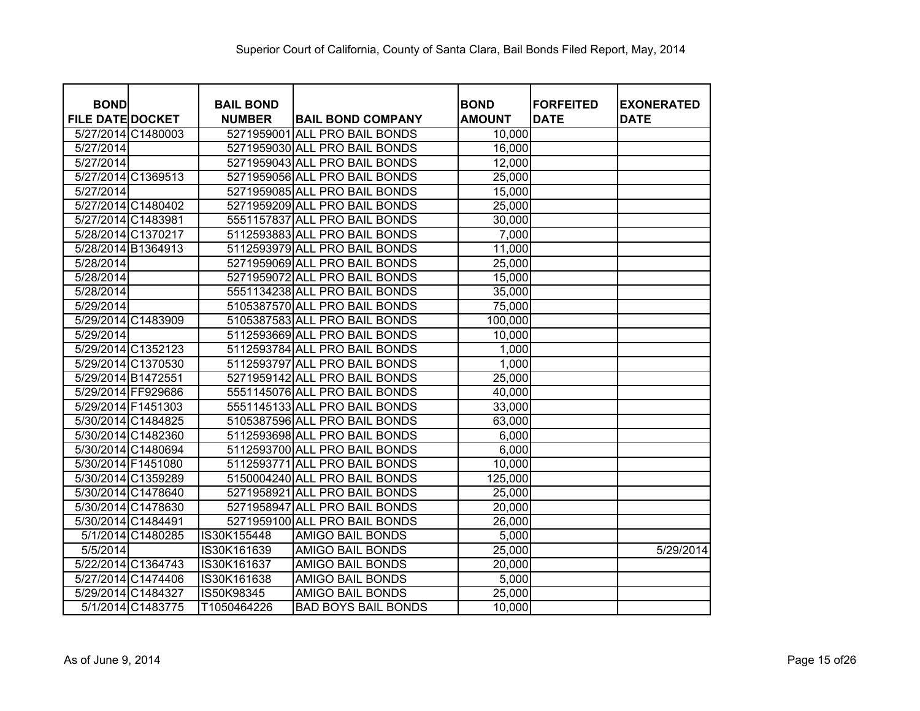# Superior Court of California, County of Santa Clara, Bail Bonds Filed Report, May, 2014

| BOND FILE DATE | DOCKET | BAIL BOND NUMBER | BAIL BOND COMPANY | BOND AMOUNT | FORFEITED DATE | EXONERATED DATE |
|---|---|---|---|---|---|---|
| 5/27/2014 | C1480003 | 5271959001 | ALL PRO BAIL BONDS | 10,000 | | |
| 5/27/2014 | | 5271959030 | ALL PRO BAIL BONDS | 16,000 | | |
| 5/27/2014 | | 5271959043 | ALL PRO BAIL BONDS | 12,000 | | |
| 5/27/2014 | C1369513 | 5271959056 | ALL PRO BAIL BONDS | 25,000 | | |
| 5/27/2014 | | 5271959085 | ALL PRO BAIL BONDS | 15,000 | | |
| 5/27/2014 | C1480402 | 5271959209 | ALL PRO BAIL BONDS | 25,000 | | |
| 5/27/2014 | C1483981 | 5551157837 | ALL PRO BAIL BONDS | 30,000 | | |
| 5/28/2014 | C1370217 | 5112593883 | ALL PRO BAIL BONDS | 7,000 | | |
| 5/28/2014 | B1364913 | 5112593979 | ALL PRO BAIL BONDS | 11,000 | | |
| 5/28/2014 | | 5271959069 | ALL PRO BAIL BONDS | 25,000 | | |
| 5/28/2014 | | 5271959072 | ALL PRO BAIL BONDS | 15,000 | | |
| 5/28/2014 | | 5551134238 | ALL PRO BAIL BONDS | 35,000 | | |
| 5/29/2014 | | 5105387570 | ALL PRO BAIL BONDS | 75,000 | | |
| 5/29/2014 | C1483909 | 5105387583 | ALL PRO BAIL BONDS | 100,000 | | |
| 5/29/2014 | | 5112593669 | ALL PRO BAIL BONDS | 10,000 | | |
| 5/29/2014 | C1352123 | 5112593784 | ALL PRO BAIL BONDS | 1,000 | | |
| 5/29/2014 | C1370530 | 5112593797 | ALL PRO BAIL BONDS | 1,000 | | |
| 5/29/2014 | B1472551 | 5271959142 | ALL PRO BAIL BONDS | 25,000 | | |
| 5/29/2014 | FF929686 | 5551145076 | ALL PRO BAIL BONDS | 40,000 | | |
| 5/29/2014 | F1451303 | 5551145133 | ALL PRO BAIL BONDS | 33,000 | | |
| 5/30/2014 | C1484825 | 5105387596 | ALL PRO BAIL BONDS | 63,000 | | |
| 5/30/2014 | C1482360 | 5112593698 | ALL PRO BAIL BONDS | 6,000 | | |
| 5/30/2014 | C1480694 | 5112593700 | ALL PRO BAIL BONDS | 6,000 | | |
| 5/30/2014 | F1451080 | 5112593771 | ALL PRO BAIL BONDS | 10,000 | | |
| 5/30/2014 | C1359289 | 5150004240 | ALL PRO BAIL BONDS | 125,000 | | |
| 5/30/2014 | C1478640 | 5271958921 | ALL PRO BAIL BONDS | 25,000 | | |
| 5/30/2014 | C1478630 | 5271958947 | ALL PRO BAIL BONDS | 20,000 | | |
| 5/30/2014 | C1484491 | 5271959100 | ALL PRO BAIL BONDS | 26,000 | | |
| 5/1/2014 | C1480285 | IS30K155448 | AMIGO BAIL BONDS | 5,000 | | |
| 5/5/2014 | | IS30K161639 | AMIGO BAIL BONDS | 25,000 | | 5/29/2014 |
| 5/22/2014 | C1364743 | IS30K161637 | AMIGO BAIL BONDS | 20,000 | | |
| 5/27/2014 | C1474406 | IS30K161638 | AMIGO BAIL BONDS | 5,000 | | |
| 5/29/2014 | C1484327 | IS50K98345 | AMIGO BAIL BONDS | 25,000 | | |
| 5/1/2014 | C1483775 | T1050464226 | BAD BOYS BAIL BONDS | 10,000 | | |

As of June 9, 2014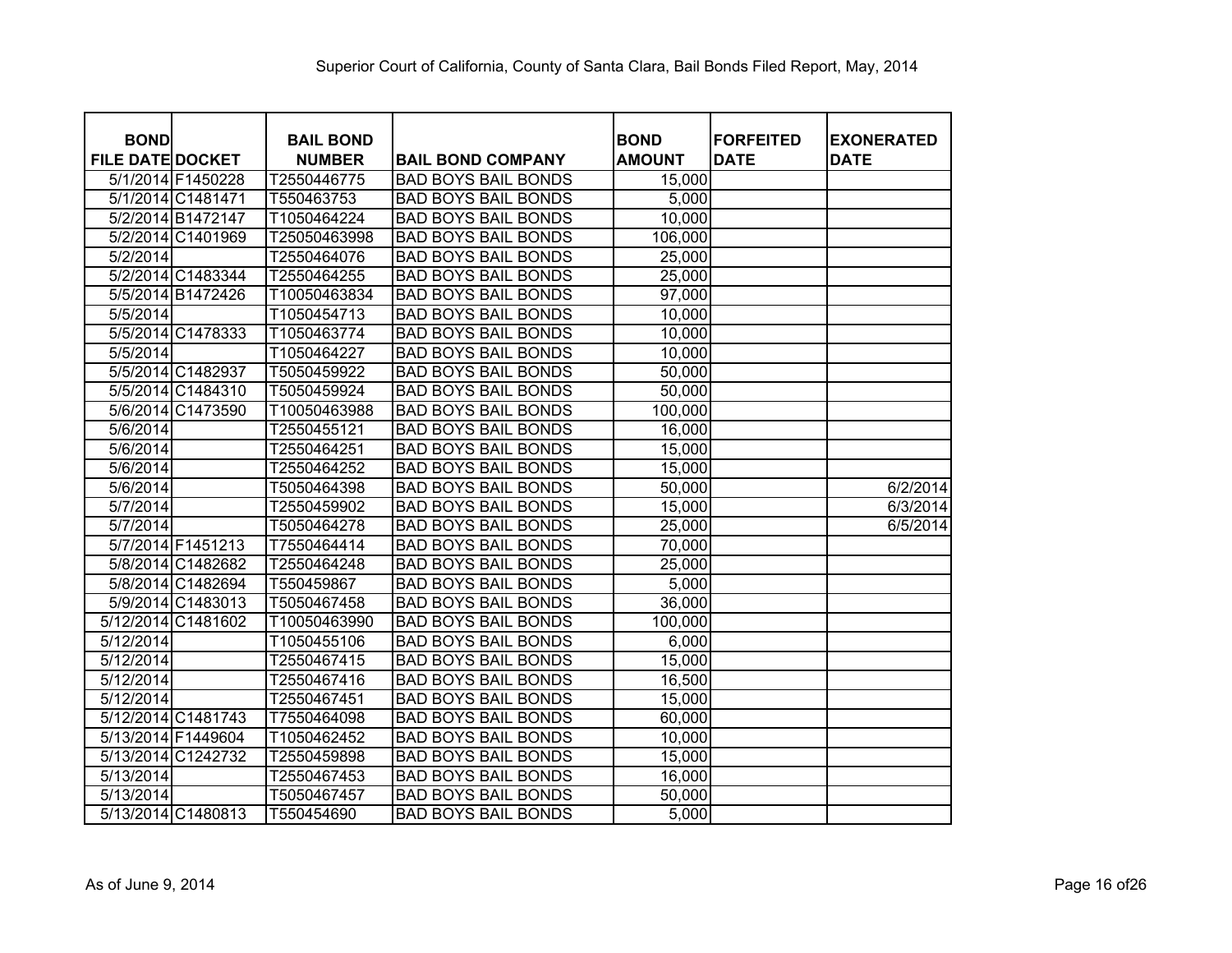Superior Court of California, County of Santa Clara, Bail Bonds Filed Report, May, 2014

| BOND FILE DATE | DOCKET | BAIL BOND NUMBER | BAIL BOND COMPANY | BOND AMOUNT | FORFEITED DATE | EXONERATED DATE |
|---|---|---|---|---|---|---|
| 5/1/2014 | F1450228 | T2550446775 | BAD BOYS BAIL BONDS | 15,000 | | |
| 5/1/2014 | C1481471 | T550463753 | BAD BOYS BAIL BONDS | 5,000 | | |
| 5/2/2014 | B1472147 | T1050464224 | BAD BOYS BAIL BONDS | 10,000 | | |
| 5/2/2014 | C1401969 | T25050463998 | BAD BOYS BAIL BONDS | 106,000 | | |
| 5/2/2014 | | T2550464076 | BAD BOYS BAIL BONDS | 25,000 | | |
| 5/2/2014 | C1483344 | T2550464255 | BAD BOYS BAIL BONDS | 25,000 | | |
| 5/5/2014 | B1472426 | T10050463834 | BAD BOYS BAIL BONDS | 97,000 | | |
| 5/5/2014 | | T1050454713 | BAD BOYS BAIL BONDS | 10,000 | | |
| 5/5/2014 | C1478333 | T1050463774 | BAD BOYS BAIL BONDS | 10,000 | | |
| 5/5/2014 | | T1050464227 | BAD BOYS BAIL BONDS | 10,000 | | |
| 5/5/2014 | C1482937 | T5050459922 | BAD BOYS BAIL BONDS | 50,000 | | |
| 5/5/2014 | C1484310 | T5050459924 | BAD BOYS BAIL BONDS | 50,000 | | |
| 5/6/2014 | C1473590 | T10050463988 | BAD BOYS BAIL BONDS | 100,000 | | |
| 5/6/2014 | | T2550455121 | BAD BOYS BAIL BONDS | 16,000 | | |
| 5/6/2014 | | T2550464251 | BAD BOYS BAIL BONDS | 15,000 | | |
| 5/6/2014 | | T2550464252 | BAD BOYS BAIL BONDS | 15,000 | | |
| 5/6/2014 | | T5050464398 | BAD BOYS BAIL BONDS | 50,000 | | 6/2/2014 |
| 5/7/2014 | | T2550459902 | BAD BOYS BAIL BONDS | 15,000 | | 6/3/2014 |
| 5/7/2014 | | T5050464278 | BAD BOYS BAIL BONDS | 25,000 | | 6/5/2014 |
| 5/7/2014 | F1451213 | T7550464414 | BAD BOYS BAIL BONDS | 70,000 | | |
| 5/8/2014 | C1482682 | T2550464248 | BAD BOYS BAIL BONDS | 25,000 | | |
| 5/8/2014 | C1482694 | T550459867 | BAD BOYS BAIL BONDS | 5,000 | | |
| 5/9/2014 | C1483013 | T5050467458 | BAD BOYS BAIL BONDS | 36,000 | | |
| 5/12/2014 | C1481602 | T10050463990 | BAD BOYS BAIL BONDS | 100,000 | | |
| 5/12/2014 | | T1050455106 | BAD BOYS BAIL BONDS | 6,000 | | |
| 5/12/2014 | | T2550467415 | BAD BOYS BAIL BONDS | 15,000 | | |
| 5/12/2014 | | T2550467416 | BAD BOYS BAIL BONDS | 16,500 | | |
| 5/12/2014 | | T2550467451 | BAD BOYS BAIL BONDS | 15,000 | | |
| 5/12/2014 | C1481743 | T7550464098 | BAD BOYS BAIL BONDS | 60,000 | | |
| 5/13/2014 | F1449604 | T1050462452 | BAD BOYS BAIL BONDS | 10,000 | | |
| 5/13/2014 | C1242732 | T2550459898 | BAD BOYS BAIL BONDS | 15,000 | | |
| 5/13/2014 | | T2550467453 | BAD BOYS BAIL BONDS | 16,000 | | |
| 5/13/2014 | | T5050467457 | BAD BOYS BAIL BONDS | 50,000 | | |
| 5/13/2014 | C1480813 | T550454690 | BAD BOYS BAIL BONDS | 5,000 | | |

As of June 9, 2014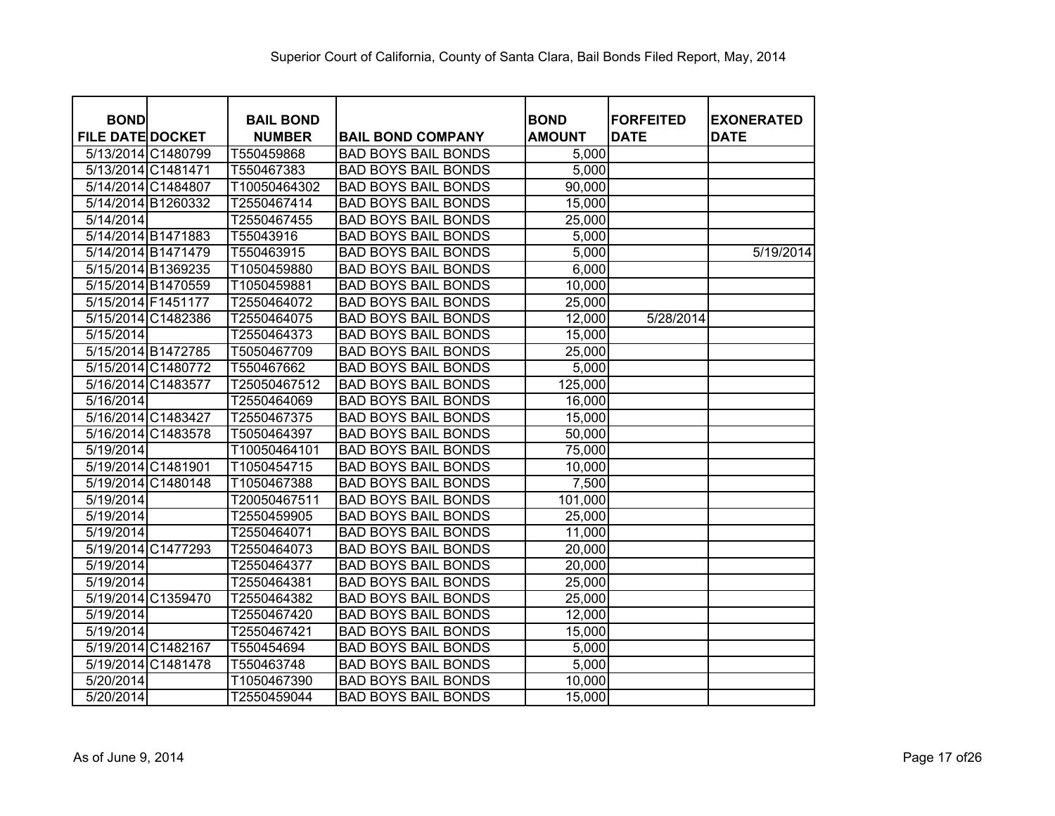Superior Court of California, County of Santa Clara, Bail Bonds Filed Report, May, 2014

| BOND FILE DATE | DOCKET | BAIL BOND NUMBER | BAIL BOND COMPANY | BOND AMOUNT | FORFEITED DATE | EXONERATED DATE |
|---|---|---|---|---|---|---|
| 5/13/2014 | C1480799 | T550459868 | BAD BOYS BAIL BONDS | 5,000 | | |
| 5/13/2014 | C1481471 | T550467383 | BAD BOYS BAIL BONDS | 5,000 | | |
| 5/14/2014 | C1484807 | T10050464302 | BAD BOYS BAIL BONDS | 90,000 | | |
| 5/14/2014 | B1260332 | T2550467414 | BAD BOYS BAIL BONDS | 15,000 | | |
| 5/14/2014 | | T2550467455 | BAD BOYS BAIL BONDS | 25,000 | | |
| 5/14/2014 | B1471883 | T55043916 | BAD BOYS BAIL BONDS | 5,000 | | |
| 5/14/2014 | B1471479 | T550463915 | BAD BOYS BAIL BONDS | 5,000 | | 5/19/2014 |
| 5/15/2014 | B1369235 | T1050459880 | BAD BOYS BAIL BONDS | 6,000 | | |
| 5/15/2014 | B1470559 | T1050459881 | BAD BOYS BAIL BONDS | 10,000 | | |
| 5/15/2014 | F1451177 | T2550464072 | BAD BOYS BAIL BONDS | 25,000 | | |
| 5/15/2014 | C1482386 | T2550464075 | BAD BOYS BAIL BONDS | 12,000 | 5/28/2014 | |
| 5/15/2014 | | T2550464373 | BAD BOYS BAIL BONDS | 15,000 | | |
| 5/15/2014 | B1472785 | T5050467709 | BAD BOYS BAIL BONDS | 25,000 | | |
| 5/15/2014 | C1480772 | T550467662 | BAD BOYS BAIL BONDS | 5,000 | | |
| 5/16/2014 | C1483577 | T25050467512 | BAD BOYS BAIL BONDS | 125,000 | | |
| 5/16/2014 | | T2550464069 | BAD BOYS BAIL BONDS | 16,000 | | |
| 5/16/2014 | C1483427 | T2550467375 | BAD BOYS BAIL BONDS | 15,000 | | |
| 5/16/2014 | C1483578 | T5050464397 | BAD BOYS BAIL BONDS | 50,000 | | |
| 5/19/2014 | | T10050464101 | BAD BOYS BAIL BONDS | 75,000 | | |
| 5/19/2014 | C1481901 | T1050454715 | BAD BOYS BAIL BONDS | 10,000 | | |
| 5/19/2014 | C1480148 | T1050467388 | BAD BOYS BAIL BONDS | 7,500 | | |
| 5/19/2014 | | T20050467511 | BAD BOYS BAIL BONDS | 101,000 | | |
| 5/19/2014 | | T2550459905 | BAD BOYS BAIL BONDS | 25,000 | | |
| 5/19/2014 | | T2550464071 | BAD BOYS BAIL BONDS | 11,000 | | |
| 5/19/2014 | C1477293 | T2550464073 | BAD BOYS BAIL BONDS | 20,000 | | |
| 5/19/2014 | | T2550464377 | BAD BOYS BAIL BONDS | 20,000 | | |
| 5/19/2014 | | T2550464381 | BAD BOYS BAIL BONDS | 25,000 | | |
| 5/19/2014 | C1359470 | T2550464382 | BAD BOYS BAIL BONDS | 25,000 | | |
| 5/19/2014 | | T2550467420 | BAD BOYS BAIL BONDS | 12,000 | | |
| 5/19/2014 | | T2550467421 | BAD BOYS BAIL BONDS | 15,000 | | |
| 5/19/2014 | C1482167 | T550454694 | BAD BOYS BAIL BONDS | 5,000 | | |
| 5/19/2014 | C1481478 | T550463748 | BAD BOYS BAIL BONDS | 5,000 | | |
| 5/20/2014 | | T1050467390 | BAD BOYS BAIL BONDS | 10,000 | | |
| 5/20/2014 | | T2550459044 | BAD BOYS BAIL BONDS | 15,000 | | |

As of June 9, 2014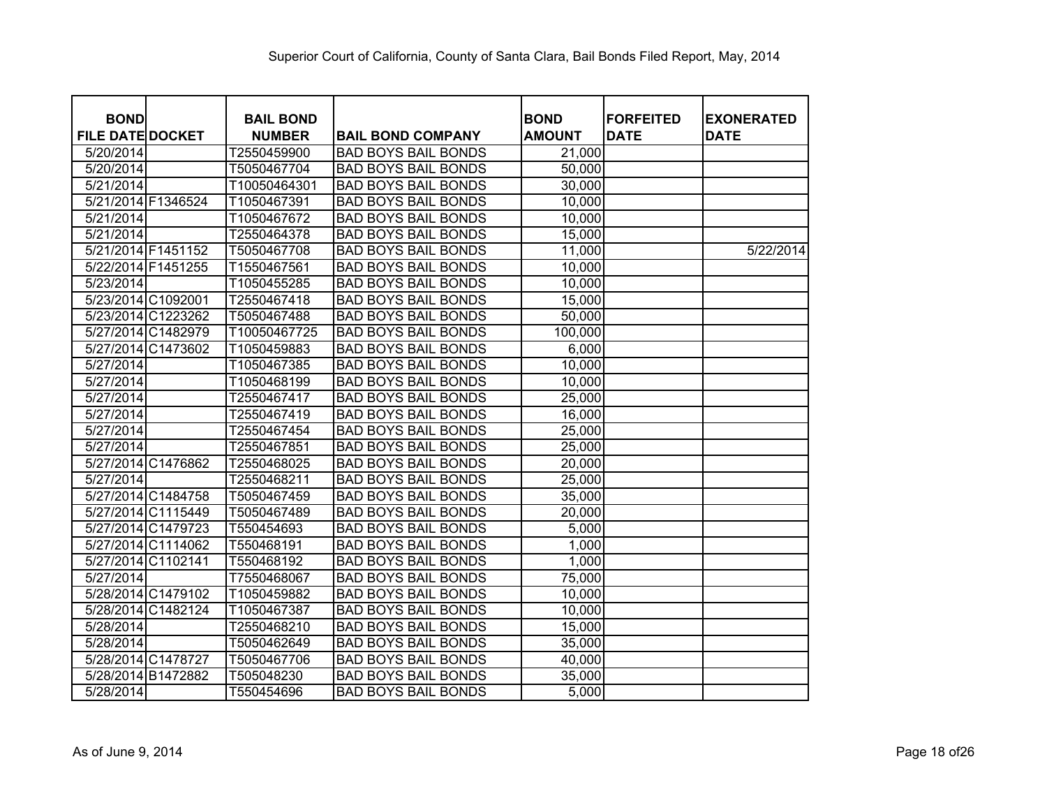Superior Court of California, County of Santa Clara, Bail Bonds Filed Report, May, 2014

| BOND FILE DATE | DOCKET | BAIL BOND NUMBER | BAIL BOND COMPANY | BOND AMOUNT | FORFEITED DATE | EXONERATED DATE |
|---|---|---|---|---|---|---|
| 5/20/2014 | | T2550459900 | BAD BOYS BAIL BONDS | 21,000 | | |
| 5/20/2014 | | T5050467704 | BAD BOYS BAIL BONDS | 50,000 | | |
| 5/21/2014 | | T10050464301 | BAD BOYS BAIL BONDS | 30,000 | | |
| 5/21/2014 | F1346524 | T1050467391 | BAD BOYS BAIL BONDS | 10,000 | | |
| 5/21/2014 | | T1050467672 | BAD BOYS BAIL BONDS | 10,000 | | |
| 5/21/2014 | | T2550464378 | BAD BOYS BAIL BONDS | 15,000 | | |
| 5/21/2014 | F1451152 | T5050467708 | BAD BOYS BAIL BONDS | 11,000 | | 5/22/2014 |
| 5/22/2014 | F1451255 | T1550467561 | BAD BOYS BAIL BONDS | 10,000 | | |
| 5/23/2014 | | T1050455285 | BAD BOYS BAIL BONDS | 10,000 | | |
| 5/23/2014 | C1092001 | T2550467418 | BAD BOYS BAIL BONDS | 15,000 | | |
| 5/23/2014 | C1223262 | T5050467488 | BAD BOYS BAIL BONDS | 50,000 | | |
| 5/27/2014 | C1482979 | T10050467725 | BAD BOYS BAIL BONDS | 100,000 | | |
| 5/27/2014 | C1473602 | T1050459883 | BAD BOYS BAIL BONDS | 6,000 | | |
| 5/27/2014 | | T1050467385 | BAD BOYS BAIL BONDS | 10,000 | | |
| 5/27/2014 | | T1050468199 | BAD BOYS BAIL BONDS | 10,000 | | |
| 5/27/2014 | | T2550467417 | BAD BOYS BAIL BONDS | 25,000 | | |
| 5/27/2014 | | T2550467419 | BAD BOYS BAIL BONDS | 16,000 | | |
| 5/27/2014 | | T2550467454 | BAD BOYS BAIL BONDS | 25,000 | | |
| 5/27/2014 | | T2550467851 | BAD BOYS BAIL BONDS | 25,000 | | |
| 5/27/2014 | C1476862 | T2550468025 | BAD BOYS BAIL BONDS | 20,000 | | |
| 5/27/2014 | | T2550468211 | BAD BOYS BAIL BONDS | 25,000 | | |
| 5/27/2014 | C1484758 | T5050467459 | BAD BOYS BAIL BONDS | 35,000 | | |
| 5/27/2014 | C1115449 | T5050467489 | BAD BOYS BAIL BONDS | 20,000 | | |
| 5/27/2014 | C1479723 | T550454693 | BAD BOYS BAIL BONDS | 5,000 | | |
| 5/27/2014 | C1114062 | T550468191 | BAD BOYS BAIL BONDS | 1,000 | | |
| 5/27/2014 | C1102141 | T550468192 | BAD BOYS BAIL BONDS | 1,000 | | |
| 5/27/2014 | | T7550468067 | BAD BOYS BAIL BONDS | 75,000 | | |
| 5/28/2014 | C1479102 | T1050459882 | BAD BOYS BAIL BONDS | 10,000 | | |
| 5/28/2014 | C1482124 | T1050467387 | BAD BOYS BAIL BONDS | 10,000 | | |
| 5/28/2014 | | T2550468210 | BAD BOYS BAIL BONDS | 15,000 | | |
| 5/28/2014 | | T5050462649 | BAD BOYS BAIL BONDS | 35,000 | | |
| 5/28/2014 | C1478727 | T5050467706 | BAD BOYS BAIL BONDS | 40,000 | | |
| 5/28/2014 | B1472882 | T505048230 | BAD BOYS BAIL BONDS | 35,000 | | |
| 5/28/2014 | | T550454696 | BAD BOYS BAIL BONDS | 5,000 | | |

As of June 9, 2014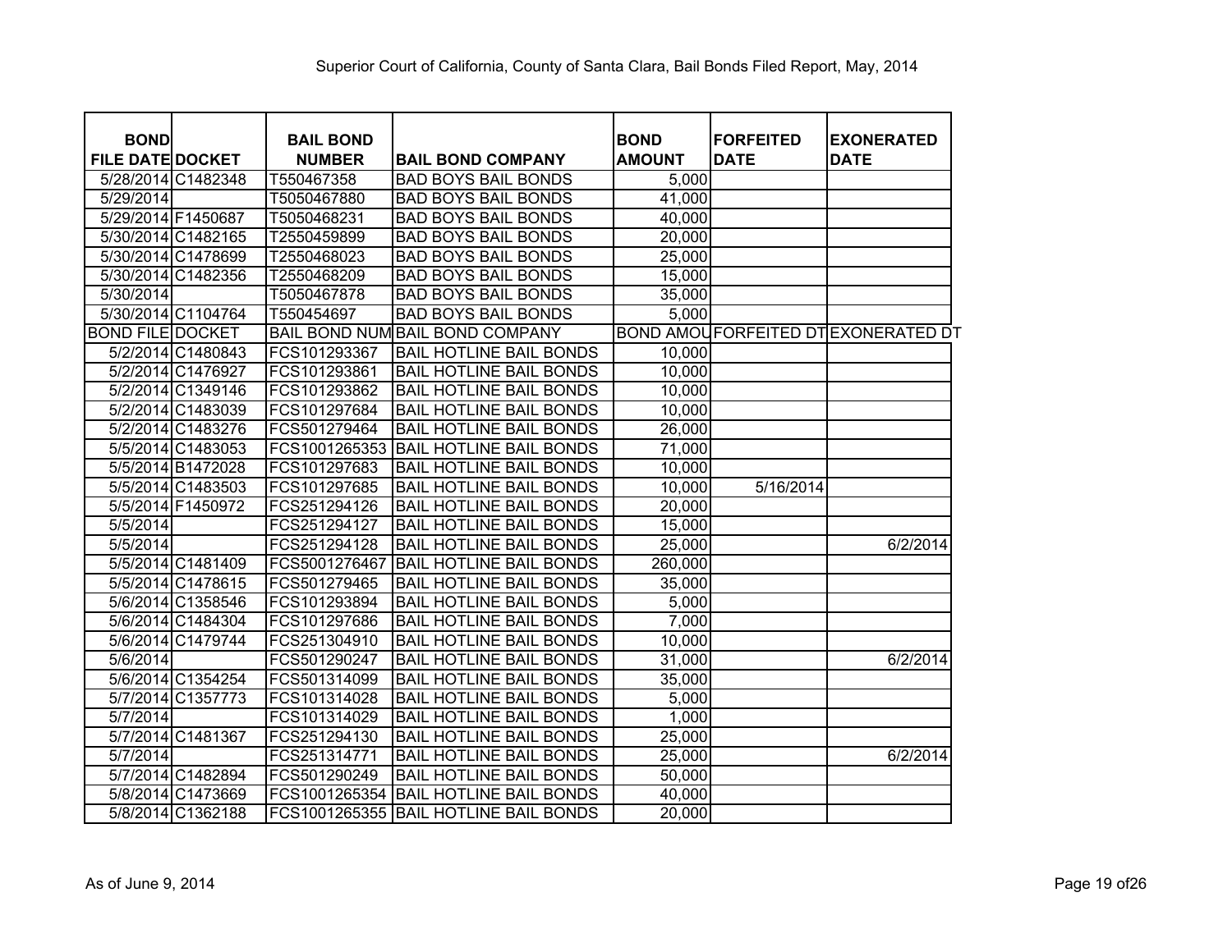Superior Court of California, County of Santa Clara, Bail Bonds Filed Report, May, 2014

| BOND FILE DATE | DOCKET | BAIL BOND NUMBER | BAIL BOND COMPANY | BOND AMOUNT | FORFEITED DATE | EXONERATED DATE |
|---|---|---|---|---|---|---|
| 5/28/2014 | C1482348 | T550467358 | BAD BOYS BAIL BONDS | 5,000 | | |
| 5/29/2014 | | T5050467880 | BAD BOYS BAIL BONDS | 41,000 | | |
| 5/29/2014 | F1450687 | T5050468231 | BAD BOYS BAIL BONDS | 40,000 | | |
| 5/30/2014 | C1482165 | T2550459899 | BAD BOYS BAIL BONDS | 20,000 | | |
| 5/30/2014 | C1478699 | T2550468023 | BAD BOYS BAIL BONDS | 25,000 | | |
| 5/30/2014 | C1482356 | T2550468209 | BAD BOYS BAIL BONDS | 15,000 | | |
| 5/30/2014 | | T5050467878 | BAD BOYS BAIL BONDS | 35,000 | | |
| 5/30/2014 | C1104764 | T550454697 | BAD BOYS BAIL BONDS | 5,000 | | |
| BOND FILE | DOCKET | BAIL BOND NUM | BAIL BOND COMPANY | BOND AMOU | FORFEITED DT | EXONERATED DT |
| 5/2/2014 | C1480843 | FCS101293367 | BAIL HOTLINE BAIL BONDS | 10,000 | | |
| 5/2/2014 | C1476927 | FCS101293861 | BAIL HOTLINE BAIL BONDS | 10,000 | | |
| 5/2/2014 | C1349146 | FCS101293862 | BAIL HOTLINE BAIL BONDS | 10,000 | | |
| 5/2/2014 | C1483039 | FCS101297684 | BAIL HOTLINE BAIL BONDS | 10,000 | | |
| 5/2/2014 | C1483276 | FCS501279464 | BAIL HOTLINE BAIL BONDS | 26,000 | | |
| 5/5/2014 | C1483053 | FCS1001265353 | BAIL HOTLINE BAIL BONDS | 71,000 | | |
| 5/5/2014 | B1472028 | FCS101297683 | BAIL HOTLINE BAIL BONDS | 10,000 | | |
| 5/5/2014 | C1483503 | FCS101297685 | BAIL HOTLINE BAIL BONDS | 10,000 | 5/16/2014 | |
| 5/5/2014 | F1450972 | FCS251294126 | BAIL HOTLINE BAIL BONDS | 20,000 | | |
| 5/5/2014 | | FCS251294127 | BAIL HOTLINE BAIL BONDS | 15,000 | | |
| 5/5/2014 | | FCS251294128 | BAIL HOTLINE BAIL BONDS | 25,000 | | 6/2/2014 |
| 5/5/2014 | C1481409 | FCS5001276467 | BAIL HOTLINE BAIL BONDS | 260,000 | | |
| 5/5/2014 | C1478615 | FCS501279465 | BAIL HOTLINE BAIL BONDS | 35,000 | | |
| 5/6/2014 | C1358546 | FCS101293894 | BAIL HOTLINE BAIL BONDS | 5,000 | | |
| 5/6/2014 | C1484304 | FCS101297686 | BAIL HOTLINE BAIL BONDS | 7,000 | | |
| 5/6/2014 | C1479744 | FCS251304910 | BAIL HOTLINE BAIL BONDS | 10,000 | | |
| 5/6/2014 | | FCS501290247 | BAIL HOTLINE BAIL BONDS | 31,000 | | 6/2/2014 |
| 5/6/2014 | C1354254 | FCS501314099 | BAIL HOTLINE BAIL BONDS | 35,000 | | |
| 5/7/2014 | C1357773 | FCS101314028 | BAIL HOTLINE BAIL BONDS | 5,000 | | |
| 5/7/2014 | | FCS101314029 | BAIL HOTLINE BAIL BONDS | 1,000 | | |
| 5/7/2014 | C1481367 | FCS251294130 | BAIL HOTLINE BAIL BONDS | 25,000 | | |
| 5/7/2014 | | FCS251314771 | BAIL HOTLINE BAIL BONDS | 25,000 | | 6/2/2014 |
| 5/7/2014 | C1482894 | FCS501290249 | BAIL HOTLINE BAIL BONDS | 50,000 | | |
| 5/8/2014 | C1473669 | FCS1001265354 | BAIL HOTLINE BAIL BONDS | 40,000 | | |
| 5/8/2014 | C1362188 | FCS1001265355 | BAIL HOTLINE BAIL BONDS | 20,000 | | |

As of June 9, 2014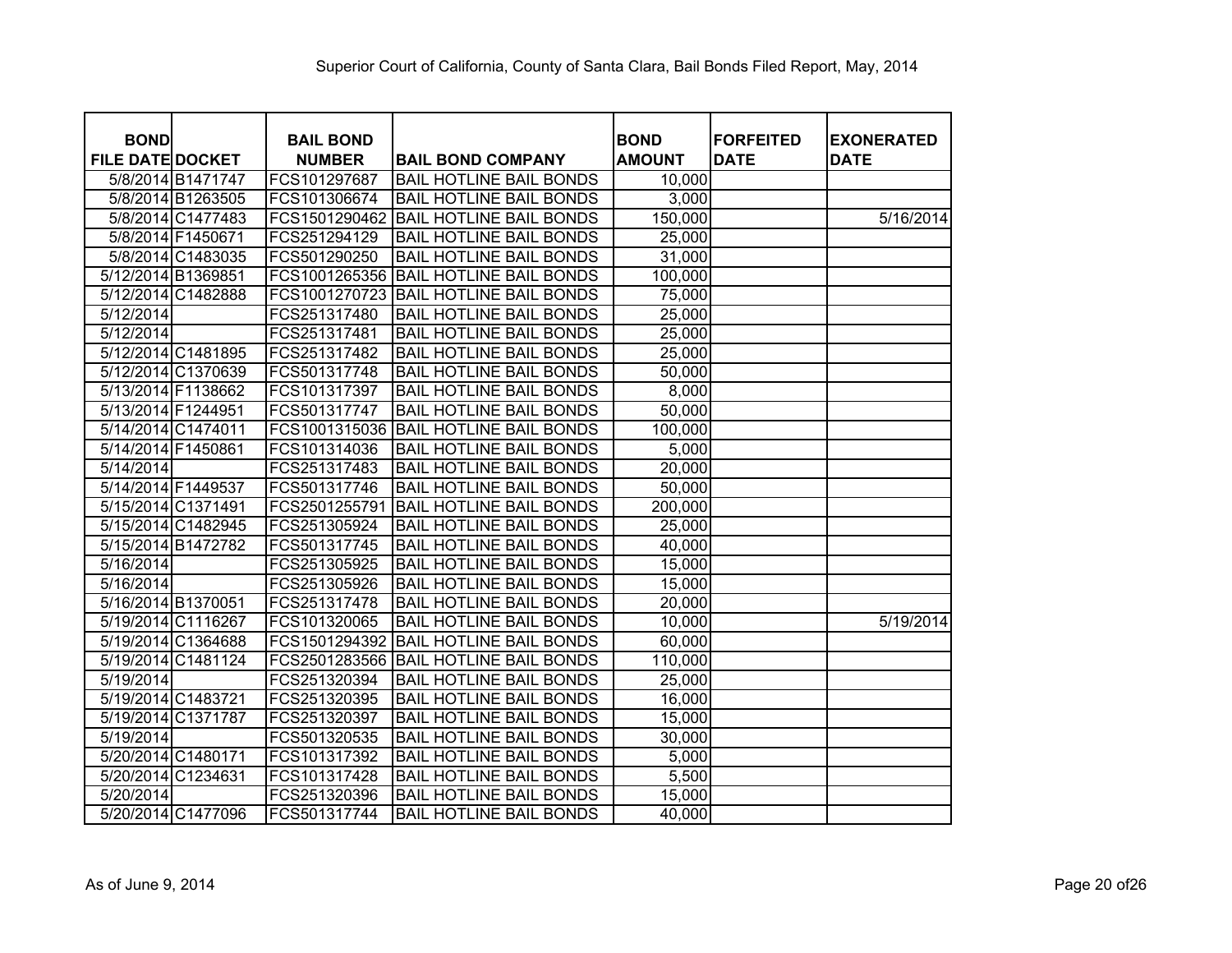Superior Court of California, County of Santa Clara, Bail Bonds Filed Report, May, 2014

| BOND FILE DATE | DOCKET | BAIL BOND NUMBER | BAIL BOND COMPANY | BOND AMOUNT | FORFEITED DATE | EXONERATED DATE |
|---|---|---|---|---|---|---|
| 5/8/2014 | B1471747 | FCS101297687 | BAIL HOTLINE BAIL BONDS | 10,000 | | |
| 5/8/2014 | B1263505 | FCS101306674 | BAIL HOTLINE BAIL BONDS | 3,000 | | |
| 5/8/2014 | C1477483 | FCS1501290462 | BAIL HOTLINE BAIL BONDS | 150,000 | | 5/16/2014 |
| 5/8/2014 | F1450671 | FCS251294129 | BAIL HOTLINE BAIL BONDS | 25,000 | | |
| 5/8/2014 | C1483035 | FCS501290250 | BAIL HOTLINE BAIL BONDS | 31,000 | | |
| 5/12/2014 | B1369851 | FCS1001265356 | BAIL HOTLINE BAIL BONDS | 100,000 | | |
| 5/12/2014 | C1482888 | FCS1001270723 | BAIL HOTLINE BAIL BONDS | 75,000 | | |
| 5/12/2014 | | FCS251317480 | BAIL HOTLINE BAIL BONDS | 25,000 | | |
| 5/12/2014 | | FCS251317481 | BAIL HOTLINE BAIL BONDS | 25,000 | | |
| 5/12/2014 | C1481895 | FCS251317482 | BAIL HOTLINE BAIL BONDS | 25,000 | | |
| 5/12/2014 | C1370639 | FCS501317748 | BAIL HOTLINE BAIL BONDS | 50,000 | | |
| 5/13/2014 | F1138662 | FCS101317397 | BAIL HOTLINE BAIL BONDS | 8,000 | | |
| 5/13/2014 | F1244951 | FCS501317747 | BAIL HOTLINE BAIL BONDS | 50,000 | | |
| 5/14/2014 | C1474011 | FCS1001315036 | BAIL HOTLINE BAIL BONDS | 100,000 | | |
| 5/14/2014 | F1450861 | FCS101314036 | BAIL HOTLINE BAIL BONDS | 5,000 | | |
| 5/14/2014 | | FCS251317483 | BAIL HOTLINE BAIL BONDS | 20,000 | | |
| 5/14/2014 | F1449537 | FCS501317746 | BAIL HOTLINE BAIL BONDS | 50,000 | | |
| 5/15/2014 | C1371491 | FCS2501255791 | BAIL HOTLINE BAIL BONDS | 200,000 | | |
| 5/15/2014 | C1482945 | FCS251305924 | BAIL HOTLINE BAIL BONDS | 25,000 | | |
| 5/15/2014 | B1472782 | FCS501317745 | BAIL HOTLINE BAIL BONDS | 40,000 | | |
| 5/16/2014 | | FCS251305925 | BAIL HOTLINE BAIL BONDS | 15,000 | | |
| 5/16/2014 | | FCS251305926 | BAIL HOTLINE BAIL BONDS | 15,000 | | |
| 5/16/2014 | B1370051 | FCS251317478 | BAIL HOTLINE BAIL BONDS | 20,000 | | |
| 5/19/2014 | C1116267 | FCS101320065 | BAIL HOTLINE BAIL BONDS | 10,000 | | 5/19/2014 |
| 5/19/2014 | C1364688 | FCS1501294392 | BAIL HOTLINE BAIL BONDS | 60,000 | | |
| 5/19/2014 | C1481124 | FCS2501283566 | BAIL HOTLINE BAIL BONDS | 110,000 | | |
| 5/19/2014 | | FCS251320394 | BAIL HOTLINE BAIL BONDS | 25,000 | | |
| 5/19/2014 | C1483721 | FCS251320395 | BAIL HOTLINE BAIL BONDS | 16,000 | | |
| 5/19/2014 | C1371787 | FCS251320397 | BAIL HOTLINE BAIL BONDS | 15,000 | | |
| 5/19/2014 | | FCS501320535 | BAIL HOTLINE BAIL BONDS | 30,000 | | |
| 5/20/2014 | C1480171 | FCS101317392 | BAIL HOTLINE BAIL BONDS | 5,000 | | |
| 5/20/2014 | C1234631 | FCS101317428 | BAIL HOTLINE BAIL BONDS | 5,500 | | |
| 5/20/2014 | | FCS251320396 | BAIL HOTLINE BAIL BONDS | 15,000 | | |
| 5/20/2014 | C1477096 | FCS501317744 | BAIL HOTLINE BAIL BONDS | 40,000 | | |

As of June 9, 2014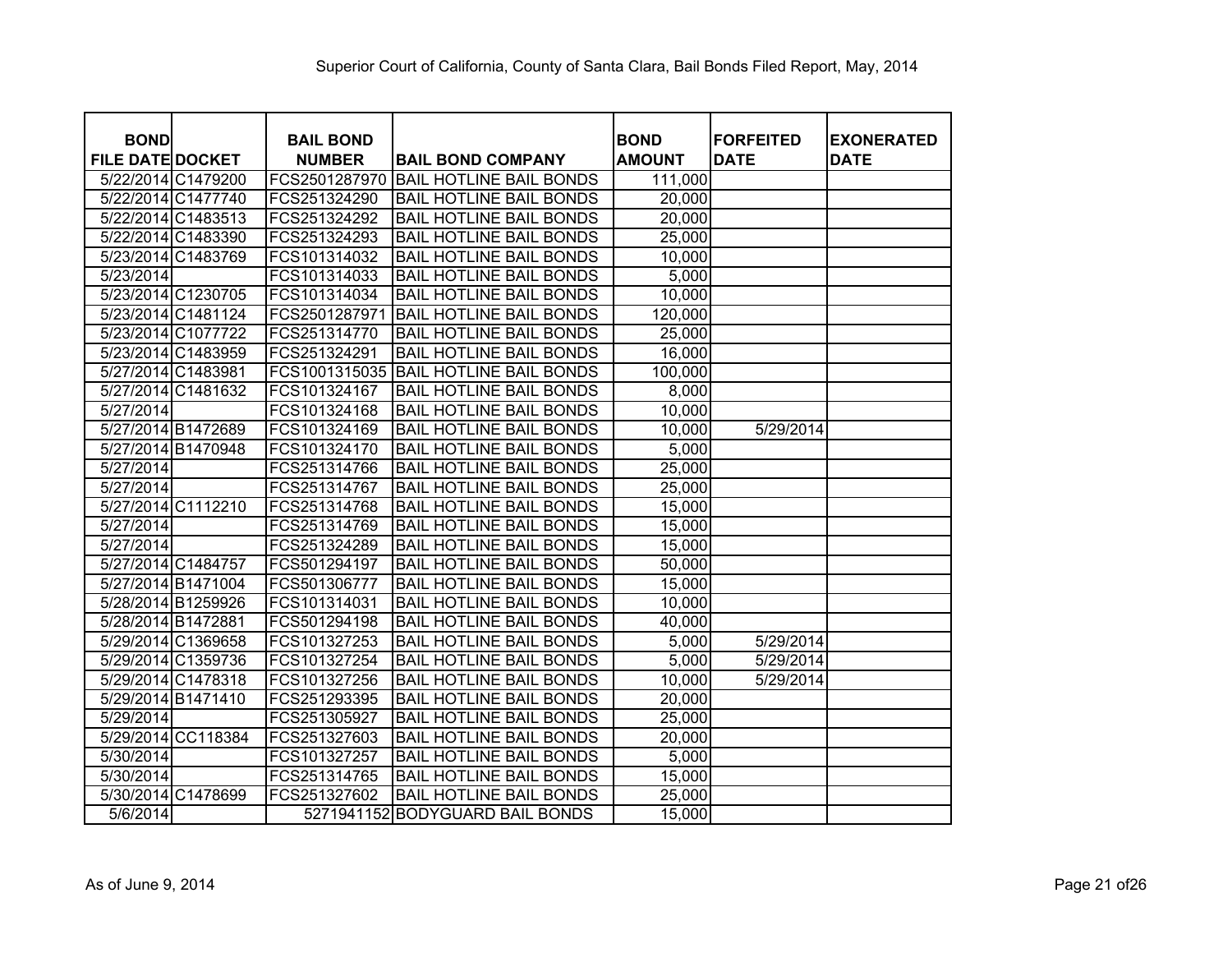Superior Court of California, County of Santa Clara, Bail Bonds Filed Report, May, 2014

| BOND FILE DATE | DOCKET | BAIL BOND NUMBER | BAIL BOND COMPANY | BOND AMOUNT | FORFEITED DATE | EXONERATED DATE |
|---|---|---|---|---|---|---|
| 5/22/2014 | C1479200 | FCS2501287970 | BAIL HOTLINE BAIL BONDS | 111,000 | | |
| 5/22/2014 | C1477740 | FCS251324290 | BAIL HOTLINE BAIL BONDS | 20,000 | | |
| 5/22/2014 | C1483513 | FCS251324292 | BAIL HOTLINE BAIL BONDS | 20,000 | | |
| 5/22/2014 | C1483390 | FCS251324293 | BAIL HOTLINE BAIL BONDS | 25,000 | | |
| 5/23/2014 | C1483769 | FCS101314032 | BAIL HOTLINE BAIL BONDS | 10,000 | | |
| 5/23/2014 | | FCS101314033 | BAIL HOTLINE BAIL BONDS | 5,000 | | |
| 5/23/2014 | C1230705 | FCS101314034 | BAIL HOTLINE BAIL BONDS | 10,000 | | |
| 5/23/2014 | C1481124 | FCS2501287971 | BAIL HOTLINE BAIL BONDS | 120,000 | | |
| 5/23/2014 | C1077722 | FCS251314770 | BAIL HOTLINE BAIL BONDS | 25,000 | | |
| 5/23/2014 | C1483959 | FCS251324291 | BAIL HOTLINE BAIL BONDS | 16,000 | | |
| 5/27/2014 | C1483981 | FCS1001315035 | BAIL HOTLINE BAIL BONDS | 100,000 | | |
| 5/27/2014 | C1481632 | FCS101324167 | BAIL HOTLINE BAIL BONDS | 8,000 | | |
| 5/27/2014 | | FCS101324168 | BAIL HOTLINE BAIL BONDS | 10,000 | | |
| 5/27/2014 | B1472689 | FCS101324169 | BAIL HOTLINE BAIL BONDS | 10,000 | 5/29/2014 | |
| 5/27/2014 | B1470948 | FCS101324170 | BAIL HOTLINE BAIL BONDS | 5,000 | | |
| 5/27/2014 | | FCS251314766 | BAIL HOTLINE BAIL BONDS | 25,000 | | |
| 5/27/2014 | | FCS251314767 | BAIL HOTLINE BAIL BONDS | 25,000 | | |
| 5/27/2014 | C1112210 | FCS251314768 | BAIL HOTLINE BAIL BONDS | 15,000 | | |
| 5/27/2014 | | FCS251314769 | BAIL HOTLINE BAIL BONDS | 15,000 | | |
| 5/27/2014 | | FCS251324289 | BAIL HOTLINE BAIL BONDS | 15,000 | | |
| 5/27/2014 | C1484757 | FCS501294197 | BAIL HOTLINE BAIL BONDS | 50,000 | | |
| 5/27/2014 | B1471004 | FCS501306777 | BAIL HOTLINE BAIL BONDS | 15,000 | | |
| 5/28/2014 | B1259926 | FCS101314031 | BAIL HOTLINE BAIL BONDS | 10,000 | | |
| 5/28/2014 | B1472881 | FCS501294198 | BAIL HOTLINE BAIL BONDS | 40,000 | | |
| 5/29/2014 | C1369658 | FCS101327253 | BAIL HOTLINE BAIL BONDS | 5,000 | 5/29/2014 | |
| 5/29/2014 | C1359736 | FCS101327254 | BAIL HOTLINE BAIL BONDS | 5,000 | 5/29/2014 | |
| 5/29/2014 | C1478318 | FCS101327256 | BAIL HOTLINE BAIL BONDS | 10,000 | 5/29/2014 | |
| 5/29/2014 | B1471410 | FCS251293395 | BAIL HOTLINE BAIL BONDS | 20,000 | | |
| 5/29/2014 | | FCS251305927 | BAIL HOTLINE BAIL BONDS | 25,000 | | |
| 5/29/2014 | CC118384 | FCS251327603 | BAIL HOTLINE BAIL BONDS | 20,000 | | |
| 5/30/2014 | | FCS101327257 | BAIL HOTLINE BAIL BONDS | 5,000 | | |
| 5/30/2014 | | FCS251314765 | BAIL HOTLINE BAIL BONDS | 15,000 | | |
| 5/30/2014 | C1478699 | FCS251327602 | BAIL HOTLINE BAIL BONDS | 25,000 | | |
| 5/6/2014 | | 5271941152 | BODYGUARD BAIL BONDS | 15,000 | | |

As of June 9, 2014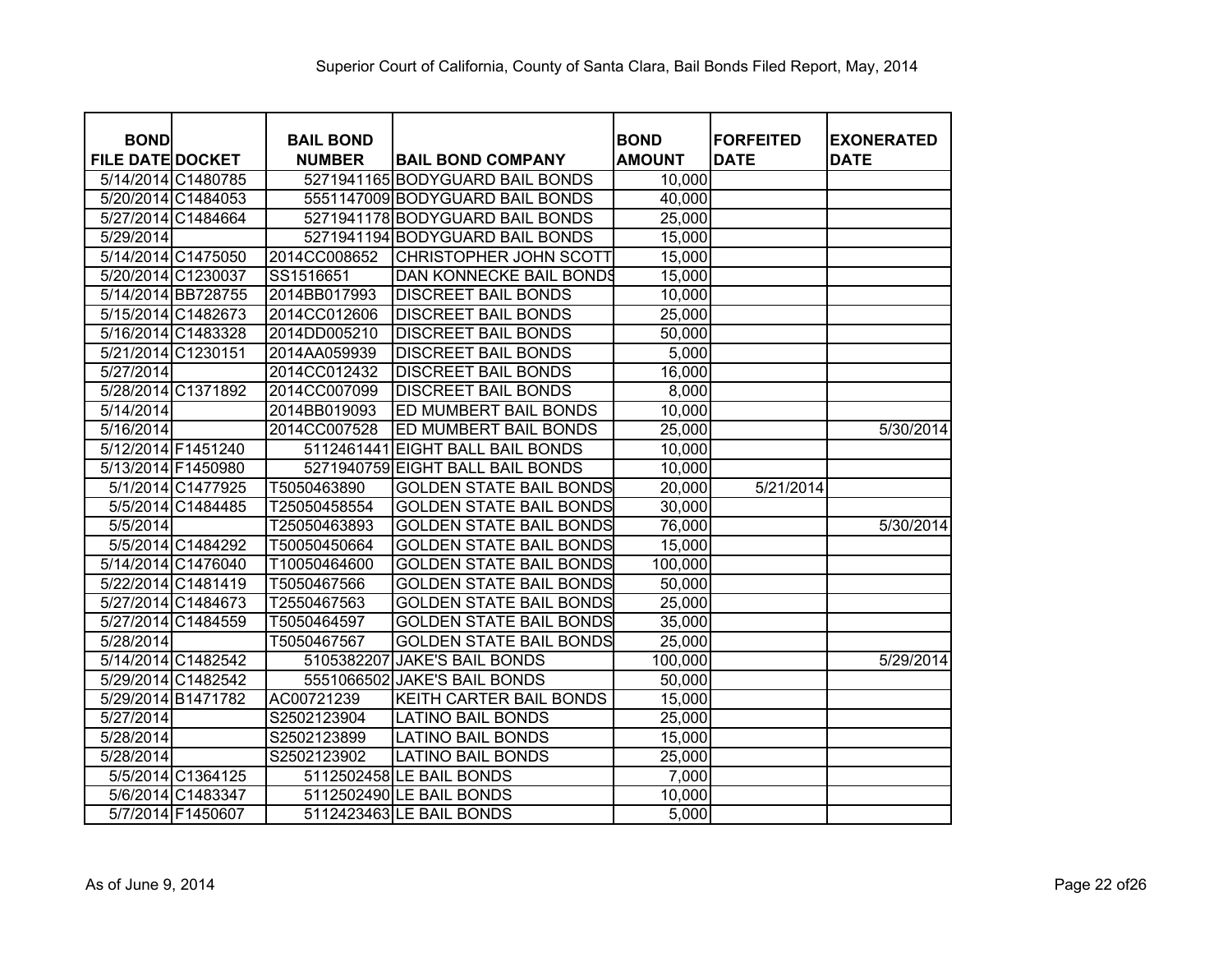Superior Court of California, County of Santa Clara, Bail Bonds Filed Report, May, 2014

| BOND FILE DATE | DOCKET | BAIL BOND NUMBER | BAIL BOND COMPANY | BOND AMOUNT | FORFEITED DATE | EXONERATED DATE |
|---|---|---|---|---|---|---|
| 5/14/2014 | C1480785 | 5271941165 | BODYGUARD BAIL BONDS | 10,000 | | |
| 5/20/2014 | C1484053 | 5551147009 | BODYGUARD BAIL BONDS | 40,000 | | |
| 5/27/2014 | C1484664 | 5271941178 | BODYGUARD BAIL BONDS | 25,000 | | |
| 5/29/2014 | | 5271941194 | BODYGUARD BAIL BONDS | 15,000 | | |
| 5/14/2014 | C1475050 | 2014CC008652 | CHRISTOPHER JOHN SCOTT | 15,000 | | |
| 5/20/2014 | C1230037 | SS1516651 | DAN KONNECKE BAIL BONDS | 15,000 | | |
| 5/14/2014 | BB728755 | 2014BB017993 | DISCREET BAIL BONDS | 10,000 | | |
| 5/15/2014 | C1482673 | 2014CC012606 | DISCREET BAIL BONDS | 25,000 | | |
| 5/16/2014 | C1483328 | 2014DD005210 | DISCREET BAIL BONDS | 50,000 | | |
| 5/21/2014 | C1230151 | 2014AA059939 | DISCREET BAIL BONDS | 5,000 | | |
| 5/27/2014 | | 2014CC012432 | DISCREET BAIL BONDS | 16,000 | | |
| 5/28/2014 | C1371892 | 2014CC007099 | DISCREET BAIL BONDS | 8,000 | | |
| 5/14/2014 | | 2014BB019093 | ED MUMBERT BAIL BONDS | 10,000 | | |
| 5/16/2014 | | 2014CC007528 | ED MUMBERT BAIL BONDS | 25,000 | | 5/30/2014 |
| 5/12/2014 | F1451240 | 5112461441 | EIGHT BALL BAIL BONDS | 10,000 | | |
| 5/13/2014 | F1450980 | 5271940759 | EIGHT BALL BAIL BONDS | 10,000 | | |
| 5/1/2014 | C1477925 | T5050463890 | GOLDEN STATE BAIL BONDS | 20,000 | 5/21/2014 | |
| 5/5/2014 | C1484485 | T25050458554 | GOLDEN STATE BAIL BONDS | 30,000 | | |
| 5/5/2014 | | T25050463893 | GOLDEN STATE BAIL BONDS | 76,000 | | 5/30/2014 |
| 5/5/2014 | C1484292 | T50050450664 | GOLDEN STATE BAIL BONDS | 15,000 | | |
| 5/14/2014 | C1476040 | T10050464600 | GOLDEN STATE BAIL BONDS | 100,000 | | |
| 5/22/2014 | C1481419 | T5050467566 | GOLDEN STATE BAIL BONDS | 50,000 | | |
| 5/27/2014 | C1484673 | T2550467563 | GOLDEN STATE BAIL BONDS | 25,000 | | |
| 5/27/2014 | C1484559 | T5050464597 | GOLDEN STATE BAIL BONDS | 35,000 | | |
| 5/28/2014 | | T5050467567 | GOLDEN STATE BAIL BONDS | 25,000 | | |
| 5/14/2014 | C1482542 | 5105382207 | JAKE'S BAIL BONDS | 100,000 | | 5/29/2014 |
| 5/29/2014 | C1482542 | 5551066502 | JAKE'S BAIL BONDS | 50,000 | | |
| 5/29/2014 | B1471782 | AC00721239 | KEITH CARTER BAIL BONDS | 15,000 | | |
| 5/27/2014 | | S2502123904 | LATINO BAIL BONDS | 25,000 | | |
| 5/28/2014 | | S2502123899 | LATINO BAIL BONDS | 15,000 | | |
| 5/28/2014 | | S2502123902 | LATINO BAIL BONDS | 25,000 | | |
| 5/5/2014 | C1364125 | 5112502458 | LE BAIL BONDS | 7,000 | | |
| 5/6/2014 | C1483347 | 5112502490 | LE BAIL BONDS | 10,000 | | |
| 5/7/2014 | F1450607 | 5112423463 | LE BAIL BONDS | 5,000 | | |

As of June 9, 2014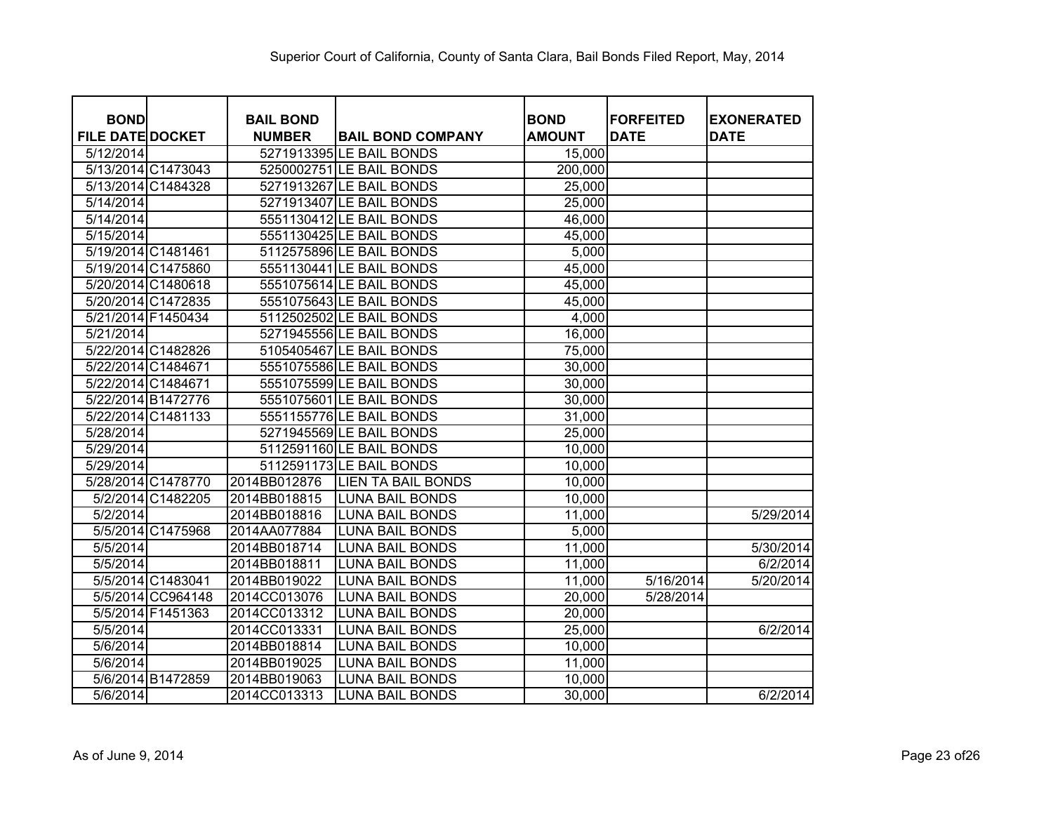# Superior Court of California, County of Santa Clara, Bail Bonds Filed Report, May, 2014

| BOND FILE DATE | DOCKET | BAIL BOND NUMBER | BAIL BOND COMPANY | BOND AMOUNT | FORFEITED DATE | EXONERATED DATE |
|---|---|---|---|---|---|---|
| 5/12/2014 | | 5271913395 | LE BAIL BONDS | 15,000 | | |
| 5/13/2014 | C1473043 | 5250002751 | LE BAIL BONDS | 200,000 | | |
| 5/13/2014 | C1484328 | 5271913267 | LE BAIL BONDS | 25,000 | | |
| 5/14/2014 | | 5271913407 | LE BAIL BONDS | 25,000 | | |
| 5/14/2014 | | 5551130412 | LE BAIL BONDS | 46,000 | | |
| 5/15/2014 | | 5551130425 | LE BAIL BONDS | 45,000 | | |
| 5/19/2014 | C1481461 | 5112575896 | LE BAIL BONDS | 5,000 | | |
| 5/19/2014 | C1475860 | 5551130441 | LE BAIL BONDS | 45,000 | | |
| 5/20/2014 | C1480618 | 5551075614 | LE BAIL BONDS | 45,000 | | |
| 5/20/2014 | C1472835 | 5551075643 | LE BAIL BONDS | 45,000 | | |
| 5/21/2014 | F1450434 | 5112502502 | LE BAIL BONDS | 4,000 | | |
| 5/21/2014 | | 5271945556 | LE BAIL BONDS | 16,000 | | |
| 5/22/2014 | C1482826 | 5105405467 | LE BAIL BONDS | 75,000 | | |
| 5/22/2014 | C1484671 | 5551075586 | LE BAIL BONDS | 30,000 | | |
| 5/22/2014 | C1484671 | 5551075599 | LE BAIL BONDS | 30,000 | | |
| 5/22/2014 | B1472776 | 5551075601 | LE BAIL BONDS | 30,000 | | |
| 5/22/2014 | C1481133 | 5551155776 | LE BAIL BONDS | 31,000 | | |
| 5/28/2014 | | 5271945569 | LE BAIL BONDS | 25,000 | | |
| 5/29/2014 | | 5112591160 | LE BAIL BONDS | 10,000 | | |
| 5/29/2014 | | 5112591173 | LE BAIL BONDS | 10,000 | | |
| 5/28/2014 | C1478770 | 2014BB012876 | LIEN TA BAIL BONDS | 10,000 | | |
| 5/2/2014 | C1482205 | 2014BB018815 | LUNA BAIL BONDS | 10,000 | | |
| 5/2/2014 | | 2014BB018816 | LUNA BAIL BONDS | 11,000 | | 5/29/2014 |
| 5/5/2014 | C1475968 | 2014AA077884 | LUNA BAIL BONDS | 5,000 | | |
| 5/5/2014 | | 2014BB018714 | LUNA BAIL BONDS | 11,000 | | 5/30/2014 |
| 5/5/2014 | | 2014BB018811 | LUNA BAIL BONDS | 11,000 | | 6/2/2014 |
| 5/5/2014 | C1483041 | 2014BB019022 | LUNA BAIL BONDS | 11,000 | 5/16/2014 | 5/20/2014 |
| 5/5/2014 | CC964148 | 2014CC013076 | LUNA BAIL BONDS | 20,000 | 5/28/2014 | |
| 5/5/2014 | F1451363 | 2014CC013312 | LUNA BAIL BONDS | 20,000 | | |
| 5/5/2014 | | 2014CC013331 | LUNA BAIL BONDS | 25,000 | | 6/2/2014 |
| 5/6/2014 | | 2014BB018814 | LUNA BAIL BONDS | 10,000 | | |
| 5/6/2014 | | 2014BB019025 | LUNA BAIL BONDS | 11,000 | | |
| 5/6/2014 | B1472859 | 2014BB019063 | LUNA BAIL BONDS | 10,000 | | |
| 5/6/2014 | | 2014CC013313 | LUNA BAIL BONDS | 30,000 | | 6/2/2014 |

As of June 9, 2014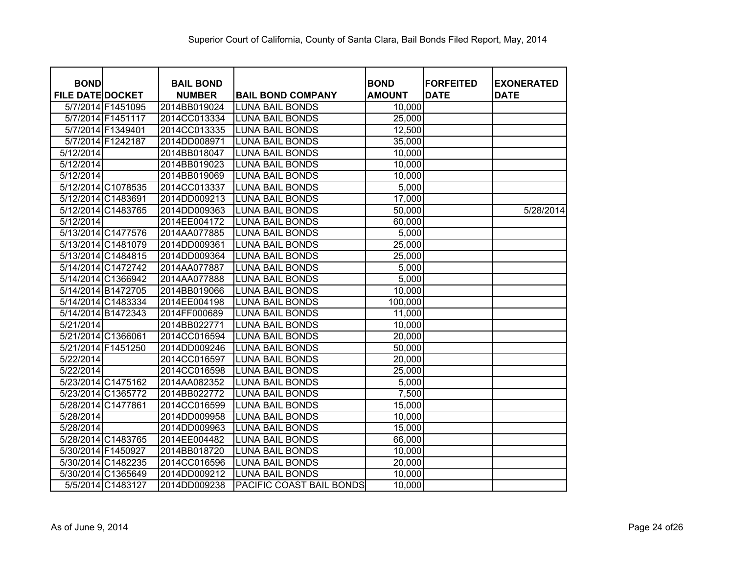Superior Court of California, County of Santa Clara, Bail Bonds Filed Report, May, 2014

| BOND FILE DATE | DOCKET | BAIL BOND NUMBER | BAIL BOND COMPANY | BOND AMOUNT | FORFEITED DATE | EXONERATED DATE |
|---|---|---|---|---|---|---|
| 5/7/2014 | F1451095 | 2014BB019024 | LUNA BAIL BONDS | 10,000 | | |
| 5/7/2014 | F1451117 | 2014CC013334 | LUNA BAIL BONDS | 25,000 | | |
| 5/7/2014 | F1349401 | 2014CC013335 | LUNA BAIL BONDS | 12,500 | | |
| 5/7/2014 | F1242187 | 2014DD008971 | LUNA BAIL BONDS | 35,000 | | |
| 5/12/2014 | | 2014BB018047 | LUNA BAIL BONDS | 10,000 | | |
| 5/12/2014 | | 2014BB019023 | LUNA BAIL BONDS | 10,000 | | |
| 5/12/2014 | | 2014BB019069 | LUNA BAIL BONDS | 10,000 | | |
| 5/12/2014 | C1078535 | 2014CC013337 | LUNA BAIL BONDS | 5,000 | | |
| 5/12/2014 | C1483691 | 2014DD009213 | LUNA BAIL BONDS | 17,000 | | |
| 5/12/2014 | C1483765 | 2014DD009363 | LUNA BAIL BONDS | 50,000 | | 5/28/2014 |
| 5/12/2014 | | 2014EE004172 | LUNA BAIL BONDS | 60,000 | | |
| 5/13/2014 | C1477576 | 2014AA077885 | LUNA BAIL BONDS | 5,000 | | |
| 5/13/2014 | C1481079 | 2014DD009361 | LUNA BAIL BONDS | 25,000 | | |
| 5/13/2014 | C1484815 | 2014DD009364 | LUNA BAIL BONDS | 25,000 | | |
| 5/14/2014 | C1472742 | 2014AA077887 | LUNA BAIL BONDS | 5,000 | | |
| 5/14/2014 | C1366942 | 2014AA077888 | LUNA BAIL BONDS | 5,000 | | |
| 5/14/2014 | B1472705 | 2014BB019066 | LUNA BAIL BONDS | 10,000 | | |
| 5/14/2014 | C1483334 | 2014EE004198 | LUNA BAIL BONDS | 100,000 | | |
| 5/14/2014 | B1472343 | 2014FF000689 | LUNA BAIL BONDS | 11,000 | | |
| 5/21/2014 | | 2014BB022771 | LUNA BAIL BONDS | 10,000 | | |
| 5/21/2014 | C1366061 | 2014CC016594 | LUNA BAIL BONDS | 20,000 | | |
| 5/21/2014 | F1451250 | 2014DD009246 | LUNA BAIL BONDS | 50,000 | | |
| 5/22/2014 | | 2014CC016597 | LUNA BAIL BONDS | 20,000 | | |
| 5/22/2014 | | 2014CC016598 | LUNA BAIL BONDS | 25,000 | | |
| 5/23/2014 | C1475162 | 2014AA082352 | LUNA BAIL BONDS | 5,000 | | |
| 5/23/2014 | C1365772 | 2014BB022772 | LUNA BAIL BONDS | 7,500 | | |
| 5/28/2014 | C1477861 | 2014CC016599 | LUNA BAIL BONDS | 15,000 | | |
| 5/28/2014 | | 2014DD009958 | LUNA BAIL BONDS | 10,000 | | |
| 5/28/2014 | | 2014DD009963 | LUNA BAIL BONDS | 15,000 | | |
| 5/28/2014 | C1483765 | 2014EE004482 | LUNA BAIL BONDS | 66,000 | | |
| 5/30/2014 | F1450927 | 2014BB018720 | LUNA BAIL BONDS | 10,000 | | |
| 5/30/2014 | C1482235 | 2014CC016596 | LUNA BAIL BONDS | 20,000 | | |
| 5/30/2014 | C1365649 | 2014DD009212 | LUNA BAIL BONDS | 10,000 | | |
| 5/5/2014 | C1483127 | 2014DD009238 | PACIFIC COAST BAIL BONDS | 10,000 | | |

As of June 9, 2014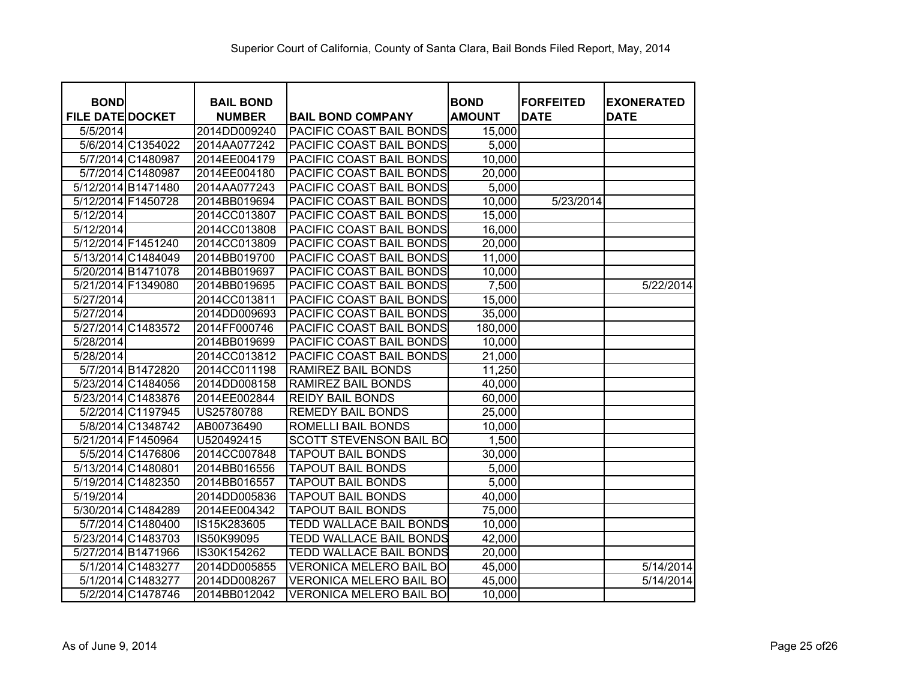# Superior Court of California, County of Santa Clara, Bail Bonds Filed Report, May, 2014

| BOND FILE DATE | DOCKET | BAIL BOND NUMBER | BAIL BOND COMPANY | BOND AMOUNT | FORFEITED DATE | EXONERATED DATE |
|---|---|---|---|---|---|---|
| 5/5/2014 | | 2014DD009240 | PACIFIC COAST BAIL BONDS | 15,000 | | |
| 5/6/2014 | C1354022 | 2014AA077242 | PACIFIC COAST BAIL BONDS | 5,000 | | |
| 5/7/2014 | C1480987 | 2014EE004179 | PACIFIC COAST BAIL BONDS | 10,000 | | |
| 5/7/2014 | C1480987 | 2014EE004180 | PACIFIC COAST BAIL BONDS | 20,000 | | |
| 5/12/2014 | B1471480 | 2014AA077243 | PACIFIC COAST BAIL BONDS | 5,000 | | |
| 5/12/2014 | F1450728 | 2014BB019694 | PACIFIC COAST BAIL BONDS | 10,000 | 5/23/2014 | |
| 5/12/2014 | | 2014CC013807 | PACIFIC COAST BAIL BONDS | 15,000 | | |
| 5/12/2014 | | 2014CC013808 | PACIFIC COAST BAIL BONDS | 16,000 | | |
| 5/12/2014 | F1451240 | 2014CC013809 | PACIFIC COAST BAIL BONDS | 20,000 | | |
| 5/13/2014 | C1484049 | 2014BB019700 | PACIFIC COAST BAIL BONDS | 11,000 | | |
| 5/20/2014 | B1471078 | 2014BB019697 | PACIFIC COAST BAIL BONDS | 10,000 | | |
| 5/21/2014 | F1349080 | 2014BB019695 | PACIFIC COAST BAIL BONDS | 7,500 | | 5/22/2014 |
| 5/27/2014 | | 2014CC013811 | PACIFIC COAST BAIL BONDS | 15,000 | | |
| 5/27/2014 | | 2014DD009693 | PACIFIC COAST BAIL BONDS | 35,000 | | |
| 5/27/2014 | C1483572 | 2014FF000746 | PACIFIC COAST BAIL BONDS | 180,000 | | |
| 5/28/2014 | | 2014BB019699 | PACIFIC COAST BAIL BONDS | 10,000 | | |
| 5/28/2014 | | 2014CC013812 | PACIFIC COAST BAIL BONDS | 21,000 | | |
| 5/7/2014 | B1472820 | 2014CC011198 | RAMIREZ BAIL BONDS | 11,250 | | |
| 5/23/2014 | C1484056 | 2014DD008158 | RAMIREZ BAIL BONDS | 40,000 | | |
| 5/23/2014 | C1483876 | 2014EE002844 | REIDY BAIL BONDS | 60,000 | | |
| 5/2/2014 | C1197945 | US25780788 | REMEDY BAIL BONDS | 25,000 | | |
| 5/8/2014 | C1348742 | AB00736490 | ROMELLI BAIL BONDS | 10,000 | | |
| 5/21/2014 | F1450964 | U520492415 | SCOTT STEVENSON BAIL BO | 1,500 | | |
| 5/5/2014 | C1476806 | 2014CC007848 | TAPOUT BAIL BONDS | 30,000 | | |
| 5/13/2014 | C1480801 | 2014BB016556 | TAPOUT BAIL BONDS | 5,000 | | |
| 5/19/2014 | C1482350 | 2014BB016557 | TAPOUT BAIL BONDS | 5,000 | | |
| 5/19/2014 | | 2014DD005836 | TAPOUT BAIL BONDS | 40,000 | | |
| 5/30/2014 | C1484289 | 2014EE004342 | TAPOUT BAIL BONDS | 75,000 | | |
| 5/7/2014 | C1480400 | IS15K283605 | TEDD WALLACE BAIL BONDS | 10,000 | | |
| 5/23/2014 | C1483703 | IS50K99095 | TEDD WALLACE BAIL BONDS | 42,000 | | |
| 5/27/2014 | B1471966 | IS30K154262 | TEDD WALLACE BAIL BONDS | 20,000 | | |
| 5/1/2014 | C1483277 | 2014DD005855 | VERONICA MELERO BAIL BO | 45,000 | | 5/14/2014 |
| 5/1/2014 | C1483277 | 2014DD008267 | VERONICA MELERO BAIL BO | 45,000 | | 5/14/2014 |
| 5/2/2014 | C1478746 | 2014BB012042 | VERONICA MELERO BAIL BO | 10,000 | | |

As of June 9, 2014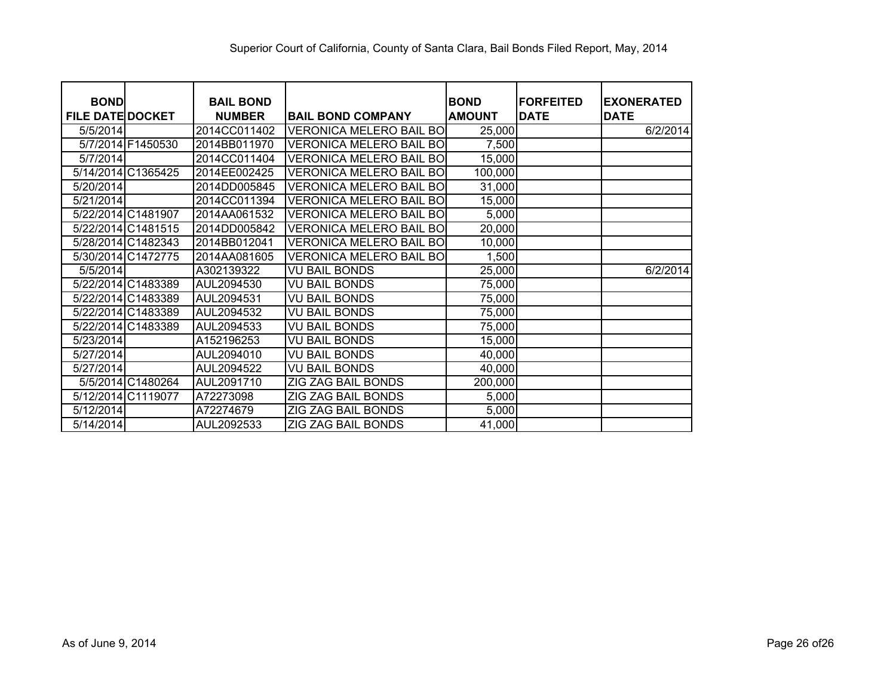| BOND FILE DATE | DOCKET | BAIL BOND NUMBER | BAIL BOND COMPANY | BOND AMOUNT | FORFEITED DATE | EXONERATED DATE |
|---|---|---|---|---|---|---|
| 5/5/2014 | | 2014CC011402 | VERONICA MELERO BAIL BO | 25,000 | | 6/2/2014 |
| 5/7/2014 | F1450530 | 2014BB011970 | VERONICA MELERO BAIL BO | 7,500 | | |
| 5/7/2014 | | 2014CC011404 | VERONICA MELERO BAIL BO | 15,000 | | |
| 5/14/2014 | C1365425 | 2014EE002425 | VERONICA MELERO BAIL BO | 100,000 | | |
| 5/20/2014 | | 2014DD005845 | VERONICA MELERO BAIL BO | 31,000 | | |
| 5/21/2014 | | 2014CC011394 | VERONICA MELERO BAIL BO | 15,000 | | |
| 5/22/2014 | C1481907 | 2014AA061532 | VERONICA MELERO BAIL BO | 5,000 | | |
| 5/22/2014 | C1481515 | 2014DD005842 | VERONICA MELERO BAIL BO | 20,000 | | |
| 5/28/2014 | C1482343 | 2014BB012041 | VERONICA MELERO BAIL BO | 10,000 | | |
| 5/30/2014 | C1472775 | 2014AA081605 | VERONICA MELERO BAIL BO | 1,500 | | |
| 5/5/2014 | | A302139322 | VU BAIL BONDS | 25,000 | | 6/2/2014 |
| 5/22/2014 | C1483389 | AUL2094530 | VU BAIL BONDS | 75,000 | | |
| 5/22/2014 | C1483389 | AUL2094531 | VU BAIL BONDS | 75,000 | | |
| 5/22/2014 | C1483389 | AUL2094532 | VU BAIL BONDS | 75,000 | | |
| 5/22/2014 | C1483389 | AUL2094533 | VU BAIL BONDS | 75,000 | | |
| 5/23/2014 | | A152196253 | VU BAIL BONDS | 15,000 | | |
| 5/27/2014 | | AUL2094010 | VU BAIL BONDS | 40,000 | | |
| 5/27/2014 | | AUL2094522 | VU BAIL BONDS | 40,000 | | |
| 5/5/2014 | C1480264 | AUL2091710 | ZIG ZAG BAIL BONDS | 200,000 | | |
| 5/12/2014 | C1119077 | A72273098 | ZIG ZAG BAIL BONDS | 5,000 | | |
| 5/12/2014 | | A72274679 | ZIG ZAG BAIL BONDS | 5,000 | | |
| 5/14/2014 | | AUL2092533 | ZIG ZAG BAIL BONDS | 41,000 | | |